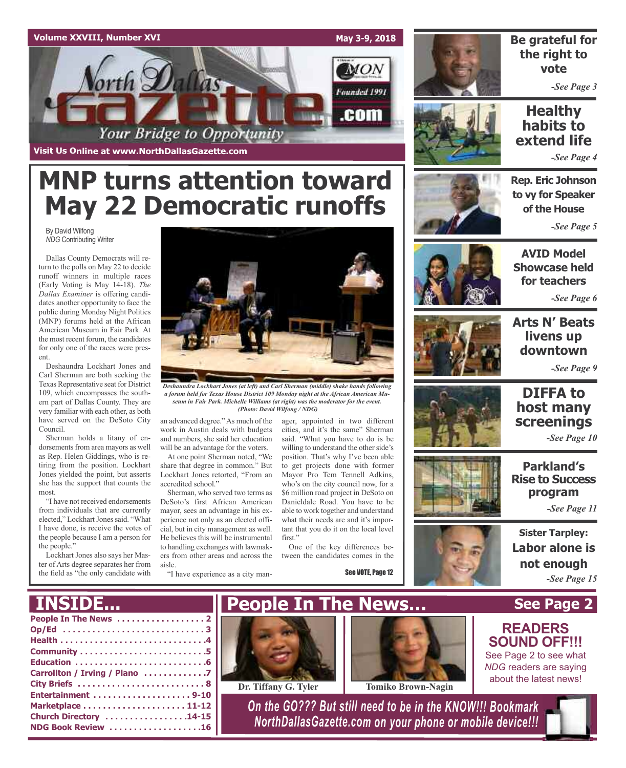Visit Us Online at www.NorthDallasGazette.com

# MNP turns attention toward May 22 Democratic runoffs

By David Wilfong
*NDG* Contributing Writer

Dallas County Democrats will return to the polls on May 22 to decide runoff winners in multiple races (Early Voting is May 14-18). *The Dallas Examiner* is offering candidates another opportunity to face the public during Monday Night Politics (MNP) forums held at the African American Museum in Fair Park. At the most recent forum, the candidates for only one of the races were present.

Deshaundra Lockhart Jones and Carl Sherman are both seeking the Texas Representative seat for District 109, which encompasses the southern part of Dallas County. They are very familiar with each other, as both have served on the DeSoto City Council.

Sherman holds a litany of endorsements from area mayors as well as Rep. Helen Giddings, who is retiring from the position. Lockhart Jones yielded the point, but asserts she has the support that counts the most.

"I have not received endorsements from individuals that are currently elected," Lockhart Jones said. "What I have done, is receive the votes of the people because I am a person for the people."

Lockhart Jones also says her Master of Arts degree separates her from the field as "the only candidate with an advanced degree." As much of the work in Austin deals with budgets and numbers, she said her education will be an advantage for the voters.

*Deshaundra Lockhart Jones (at left) and Carl Sherman (middle) shake hands following a forum held for Texas House District 109 Monday night at the African American Museum in Fair Park. Michelle Williams (at right) was the moderator for the event. (Photo: David Wilfong / NDG)*

At one point Sherman noted, "We share that degree in common." But Lockhart Jones retorted, "From an accredited school."

Sherman, who served two terms as DeSoto's first African American mayor, sees an advantage in his experience not only as an elected official, but in city management as well. He believes this will be instrumental to handling exchanges with lawmakers from other areas and across the aisle.

"I have experience as a city manager, appointed in two different cities, and it's the same" Sherman said. "What you have to do is be willing to understand the other side's position. That's why I've been able to get projects done with former Mayor Pro Tem Tennell Adkins, who's on the city council now, for a $6 million road project in DeSoto on Danieldale Road. You have to be able to work together and understand what their needs are and it's important that you do it on the local level first."

One of the key differences between the candidates comes in the

See VOTE, Page 12

---

**Be grateful for the right to vote** -See Page 3

**Healthy habits to extend life** -See Page 4

**Rep. Eric Johnson to vy for Speaker of the House** -See Page 5

**AVID Model Showcase held for teachers** -See Page 6

**Arts N' Beats livens up downtown** -See Page 9

**DIFFA to host many screenings** -See Page 10

**Parkland's Rise to Success program** -See Page 11

**Sister Tarpley: Labor alone is not enough** -See Page 15

---

## INSIDE...

- People In The News .................. 2
- Op/Ed ............................ 3
- Health ............................ 4
- Community ........................ 5
- Education ......................... 6
- Carrollton / Irving / Plano ............ 7
- City Briefs ........................ 8
- Entertainment ................... 9-10
- Marketplace .................... 11-12
- Church Directory ................ 14-15
- NDG Book Review ................... 16

## People In The News... See Page 2

Dr. Tiffany G. Tyler

Tomiko Brown-Nagin

**READERS SOUND OFF!!!**
See Page 2 to see what *NDG* readers are saying about the latest news!

*On the GO??? But still need to be in the KNOW!!! Bookmark NorthDallasGazette.com on your phone or mobile device!!!*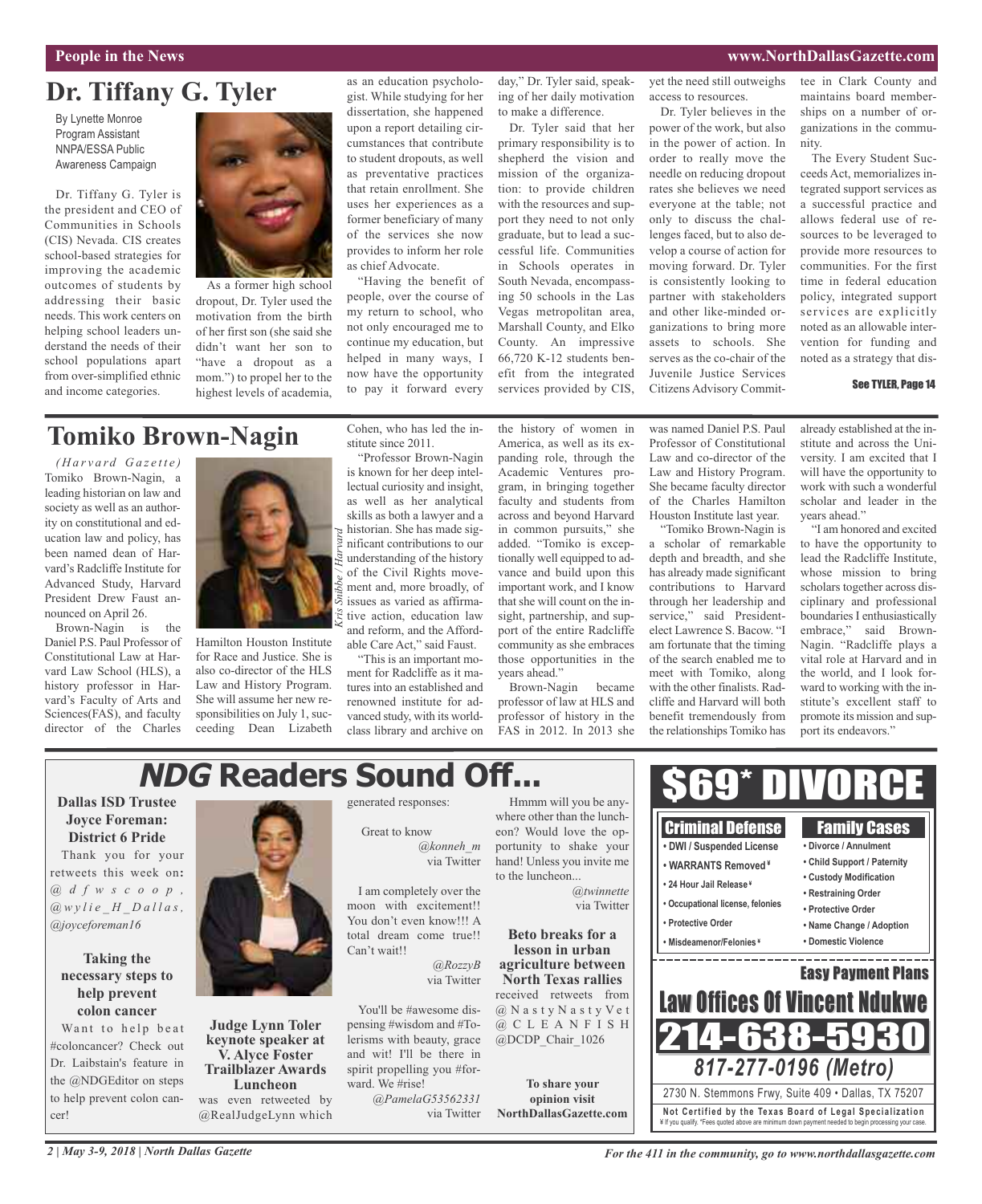# Dr. Tiffany G. Tyler

By Lynette Monroe
Program Assistant
NNPA/ESSA Public Awareness Campaign

Dr. Tiffany G. Tyler is the president and CEO of Communities in Schools (CIS) Nevada. CIS creates school-based strategies for improving the academic outcomes of students by addressing their basic needs. This work centers on helping school leaders understand the needs of their school populations apart from over-simplified ethnic and income categories.

As a former high school dropout, Dr. Tyler used the motivation from the birth of her first son (she said she didn't want her son to "have a dropout as a mom.") to propel her to the highest levels of academia, as an education psychologist. While studying for her dissertation, she happened upon a report detailing circumstances that contribute to student dropouts, as well as preventative practices that retain enrollment. She uses her experiences as a former beneficiary of many of the services she now provides to inform her role as chief Advocate.

"Having the benefit of people, over the course of my return to school, who not only encouraged me to continue my education, but helped in many ways, I now have the opportunity to pay it forward every day," Dr. Tyler said, speaking of her daily motivation to make a difference.

Dr. Tyler said that her primary responsibility is to shepherd the vision and mission of the organization: to provide children with the resources and support they need to not only graduate, but to lead a successful life. Communities in Schools operates in South Nevada, encompassing 50 schools in the Las Vegas metropolitan area, Marshall County, and Elko County. An impressive 66,720 K-12 students benefit from the integrated services provided by CIS, yet the need still outweighs access to resources.

Dr. Tyler believes in the power of the work, but also in the power of action. In order to really move the needle on reducing dropout rates she believes we need everyone at the table; not only to discuss the challenges faced, but to also develop a course of action for moving forward. Dr. Tyler is consistently looking to partner with stakeholders and other like-minded organizations to bring more assets to schools. She serves as the co-chair of the Juvenile Justice Services Citizens Advisory Committee in Clark County and maintains board memberships on a number of organizations in the community.

The Every Student Succeeds Act, memorializes integrated support services as a successful practice and allows federal use of resources to be leveraged to provide more resources to communities. For the first time in federal education policy, integrated support services are explicitly noted as an allowable intervention for funding and noted as a strategy that dis-

See TYLER, Page 14

# Tomiko Brown-Nagin

*(Harvard Gazette)* Tomiko Brown-Nagin, a leading historian on law and society as well as an authority on constitutional and education law and policy, has been named dean of Harvard's Radcliffe Institute for Advanced Study, Harvard President Drew Faust announced on April 26.

Brown-Nagin is the Daniel P.S. Paul Professor of Constitutional Law at Harvard Law School (HLS), a history professor in Harvard's Faculty of Arts and Sciences(FAS), and faculty director of the Charles Hamilton Houston Institute for Race and Justice. She is also co-director of the HLS Law and History Program. She will assume her new responsibilities on July 1, succeeding Dean Lizabeth Cohen, who has led the institute since 2011.

*Kris Snibbe / Harvard*

"Professor Brown-Nagin is known for her deep intellectual curiosity and insight, as well as her analytical skills as both a lawyer and a historian. She has made significant contributions to our understanding of the history of the Civil Rights movement and, more broadly, of issues as varied as affirmative action, education law and reform, and the Affordable Care Act," said Faust.

"This is an important moment for Radcliffe as it matures into an established and renowned institute for advanced study, with its world-class library and archive on the history of women in America, as well as its expanding role, through the Academic Ventures program, in bringing together faculty and students from across and beyond Harvard in common pursuits," she added. "Tomiko is exceptionally well equipped to advance and build upon this important work, and I know that she will count on the insight, partnership, and support of the entire Radcliffe community as she embraces those opportunities in the years ahead."

Brown-Nagin became professor of law at HLS and professor of history in the FAS in 2012. In 2013 she was named Daniel P.S. Paul Professor of Constitutional Law and co-director of the Law and History Program. She became faculty director of the Charles Hamilton Houston Institute last year.

"Tomiko Brown-Nagin is a scholar of remarkable depth and breadth, and she has already made significant contributions to Harvard through her leadership and service," said President-elect Lawrence S. Bacow. "I am fortunate that the timing of the search enabled me to meet with Tomiko, along with the other finalists. Radcliffe and Harvard will both benefit tremendously from the relationships Tomiko has already established at the institute and across the University. I am excited that I will have the opportunity to work with such a wonderful scholar and leader in the years ahead."

"I am honored and excited to have the opportunity to lead the Radcliffe Institute, whose mission to bring scholars together across disciplinary and professional boundaries I enthusiastically embrace," said Brown-Nagin. "Radcliffe plays a vital role at Harvard and in the world, and I look forward to working with the institute's excellent staff to promote its mission and support its endeavors."

# *NDG* Readers Sound Off...

**Dallas ISD Trustee Joyce Foreman: District 6 Pride**

Thank you for your retweets this week on: @dfwscoop, @wylie_H_Dallas, @joyceforeman16

**Taking the necessary steps to help prevent colon cancer**

Want to help beat #coloncancer? Check out Dr. Laibstain's feature in the @NDGEditor on steps to help prevent colon cancer!

**Judge Lynn Toler keynote speaker at V. Alyce Foster Trailblazer Awards Luncheon**

was even retweeted by @RealJudgeLynn which generated responses:

Great to know
*@konneh_m* via Twitter

I am completely over the moon with excitement!! You don't even know!!! A total dream come true!! Can't wait!!
*@RozzyB* via Twitter

You'll be #awesome dispensing #wisdom and #Tolerisms with beauty, grace and wit! I'll be there in spirit propelling you #forward. We #rise!
*@PamelaG53562331* via Twitter

Hmmm will you be anywhere other than the luncheon? Would love the opportunity to shake your hand! Unless you invite me to the luncheon...
*@twinnette* via Twitter

**Beto breaks for a lesson in urban agriculture between North Texas rallies**

received retweets from @NastyNastyVet @CLEANFISH @DCDP_Chair_1026

**To share your opinion visit NorthDallasGazette.com**

# $69* DIVORCE

**Criminal Defense**
- DWI / Suspended License
- WARRANTS Removed¥
- 24 Hour Jail Release¥
- Occupational license, felonies
- Protective Order
- Misdemeanor/Felonies¥

**Family Cases**
- Divorce / Annulment
- Child Support / Paternity
- Custody Modification
- Restraining Order
- Protective Order
- Name Change / Adoption
- Domestic Violence

**Easy Payment Plans**

**Law Offices Of Vincent Ndukwe**

**214-638-5930**

*817-277-0196 (Metro)*

2730 N. Stemmons Frwy, Suite 409 • Dallas, TX 75207

**Not Certified by the Texas Board of Legal Specialization**
¥ If you qualify. *Fees quoted above are minimum down payment needed to begin processing your case.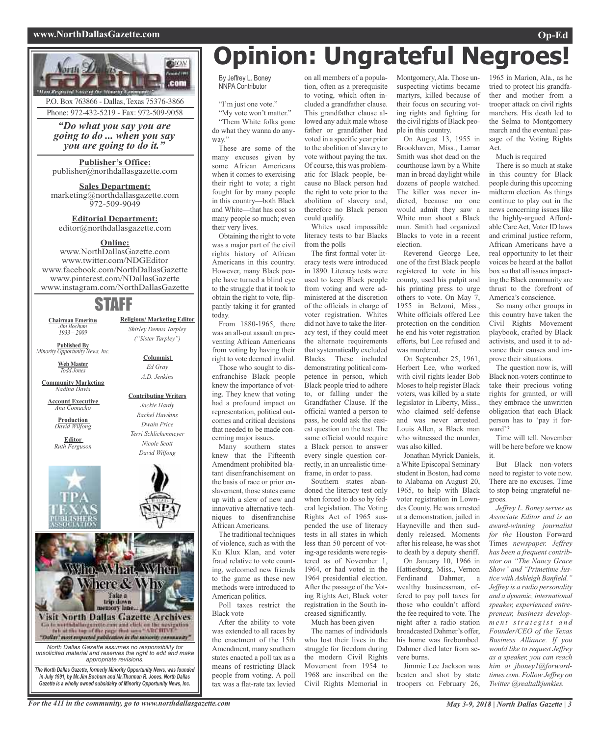# Opinion: Ungrateful Negroes!

By Jeffrey L. Boney
NNPA Contributor

"I'm just one vote."

"My vote won't matter."

"Them White folks gone do what they wanna do anyway."

These are some of the many excuses given by some African Americans when it comes to exercising their right to vote; a right fought for by many people in this country—both Black and White—that has cost so many people so much; even their very lives.

Obtaining the right to vote was a major part of the civil rights history of African Americans in this country. However, many Black people have turned a blind eye to the struggle that it took to obtain the right to vote, flippantly taking it for granted today.

From 1880-1965, there was an all-out assault on preventing African Americans from voting by having their right to vote deemed invalid.

Those who sought to disenfranchise Black people knew the importance of voting. They knew that voting had a profound impact on representation, political outcomes and critical decisions that needed to be made concerning major issues.

Many southern states knew that the Fifteenth Amendment prohibited blatant disenfranchisement on the basis of race or prior enslavement, those states came up with a slew of new and innovative alternative techniques to disenfranchise African Americans.

The traditional techniques of violence, such as with the Ku Klux Klan, and voter fraud relative to vote counting, welcomed new friends to the game as these new methods were introduced to American politics.

Poll taxes restrict the Black vote

After the ability to vote was extended to all races by the enactment of the 15th Amendment, many southern states enacted a poll tax as a means of restricting Black people from voting. A poll tax was a flat-rate tax levied on all members of a population, often as a prerequisite to voting, which often included a grandfather clause. This grandfather clause allowed any adult male whose father or grandfather had voted in a specific year prior to the abolition of slavery to vote without paying the tax. Of course, this was problematic for Black people, because no Black person had the right to vote prior to the abolition of slavery and, therefore no Black person could qualify.

Whites used impossible literacy tests to bar Blacks from the polls

The first formal voter literacy tests were introduced in 1890. Literacy tests were used to keep Black people from voting and were administered at the discretion of the officials in charge of voter registration. Whites did not have to take the literacy test, if they could meet the alternate requirements that systematically excluded Blacks. These included demonstrating political competence in person, which Black people tried to adhere to, or falling under the Grandfather Clause. If the official wanted a person to pass, he could ask the easiest question on the test. The same official would require a Black person to answer every single question correctly, in an unrealistic timeframe, in order to pass.

Southern states abandoned the literacy test only when forced to do so by federal legislation. The Voting Rights Act of 1965 suspended the use of literacy tests in all states in which less than 50 percent of voting-age residents were registered as of November 1, 1964, or had voted in the 1964 presidential election. After the passage of the Voting Rights Act, Black voter registration in the South increased significantly.

Much has been given

The names of individuals who lost their lives in the struggle for freedom during the modern Civil Rights Movement from 1954 to 1968 are inscribed on the Civil Rights Memorial in Montgomery, Ala. Those unsuspecting victims became martyrs, killed because of their focus on securing voting rights and fighting for the civil rights of Black people in this country.

On August 13, 1955 in Brookhaven, Miss., Lamar Smith was shot dead on the courthouse lawn by a White man in broad daylight while dozens of people watched. The killer was never indicted, because no one would admit they saw a White man shoot a Black man. Smith had organized Blacks to vote in a recent election.

Reverend George Lee, one of the first Black people registered to vote in his county, used his pulpit and his printing press to urge others to vote. On May 7, 1955 in Belzoni, Miss., White officials offered Lee protection on the condition he end his voter registration efforts, but Lee refused and was murdered.

On September 25, 1961, Herbert Lee, who worked with civil rights leader Bob Moses to help register Black voters, was killed by a state legislator in Liberty, Miss., who claimed self-defense and was never arrested. Louis Allen, a Black man who witnessed the murder, was also killed.

Jonathan Myrick Daniels, a White Episcopal Seminary student in Boston, had come to Alabama on August 20, 1965, to help with Black voter registration in Lowndes County. He was arrested at a demonstration, jailed in Hayneville and then suddenly released. Moments after his release, he was shot to death by a deputy sheriff.

On January 10, 1966 in Hattiesburg, Miss., Vernon Ferdinand Dahmer, a wealthy businessman, offered to pay poll taxes for those who couldn't afford the fee required to vote. The night after a radio station broadcasted Dahmer's offer, his home was firebombed. Dahmer died later from severe burns.

Jimmie Lee Jackson was beaten and shot by state troopers on February 26, 1965 in Marion, Ala., as he tried to protect his grandfather and mother from a trooper attack on civil rights marchers. His death led to the Selma to Montgomery march and the eventual passage of the Voting Rights Act.

Much is required

There is so much at stake in this country for Black people during this upcoming midterm election. As things continue to play out in the news concerning issues like the highly-argued Affordable Care Act, Voter ID laws and criminal justice reform, African Americans have a real opportunity to let their voices be heard at the ballot box so that all issues impacting the Black community are thrust to the forefront of America's conscience.

So many other groups in this country have taken the Civil Rights Movement playbook, crafted by Black activists, and used it to advance their causes and improve their situations.

The question now is, will Black non-voters continue to take their precious voting rights for granted, or will they embrace the unwritten obligation that each Black person has to 'pay it forward'?

Time will tell. November will be here before we know it.

But Black non-voters need to register to vote now. There are no excuses. Time to stop being ungrateful negroes.

*Jeffrey L. Boney serves as Associate Editor and is an award-winning journalist for the* Houston Forward Times *newspaper. Jeffrey has been a frequent contributor on "The Nancy Grace Show" and "Primetime Justice with Ashleigh Banfield." Jeffrey is a radio personality and a dynamic, international speaker, experienced entrepreneur, business development strategist and Founder/CEO of the Texas Business Alliance. If you would like to request Jeffrey as a speaker, you can reach him at jboney1@forwardtimes.com. Follow Jeffrey on Twitter @realtalkjunkies.*

---

P.O. Box 763866 - Dallas, Texas 75376-3866
Phone: 972-432-5219 - Fax: 972-509-9058

***"Do what you say you are going to do ... when you say you are going to do it."***

**Publisher's Office:**
publisher@northdallasgazette.com

**Sales Department:**
marketing@northdallasgazette.com
972-509-9049

**Editorial Department:**
editor@northdallasgazette.com

**Online:**
www.NorthDallasGazette.com
www.twitter.com/NDGEditor
www.facebook.com/NorthDallasGazette
www.pinterest.com/NDallasGazette
www.instagram.com/NorthDallasGazette

## STAFF

**Chairman Emeritus**
*Jim Bochum*
*1933 – 2009*

**Published By**
*Minority Opportunity News, Inc.*

**Web Master**
*Todd Jones*

**Community Marketing**
*Nadina Davis*

**Account Executive**
*Ana Comacho*

**Production**
*David Wilfong*

**Editor**
*Ruth Ferguson*

**Religious/ Marketing Editor**
*Shirley Demus Tarpley*
*("Sister Tarpley")*

**Columnist**
*Ed Gray*
*A.D. Jenkins*

**Contributing Writers**
*Jackie Hardy*
*Rachel Hawkins*
*Dwain Price*
*Terri Schlichenmeyer*
*Nicole Scott*
*David Wilfong*

Who, What, When, Where & Why
Take a trip down memory lane...
Visit North Dallas Gazette Archives
Go to northdallasgazette.com and click on the navigation tab at the top of the page that says "ARCHIVE"
"Dallas' most respected publication in the minority community"

*North Dallas Gazette assumes no responsibility for unsolicited material and reserves the right to edit and make appropriate revisions.*

***The North Dallas Gazette, formerly Minority Opportunity News, was founded in July 1991, by Mr.Jim Bochum and Mr.Thurman R. Jones. North Dallas Gazette is a wholly owned subsidairy of Minority Opportunity News, Inc.***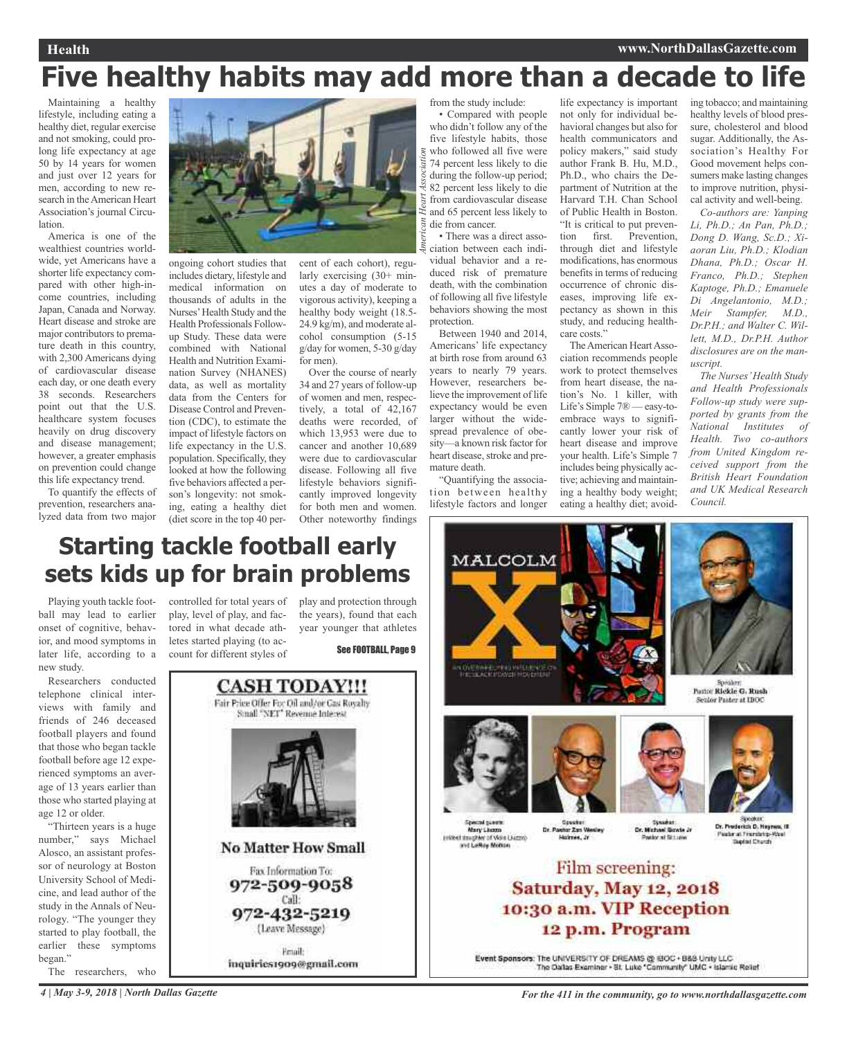# Five healthy habits may add more than a decade to life

Maintaining a healthy lifestyle, including eating a healthy diet, regular exercise and not smoking, could prolong life expectancy at age 50 by 14 years for women and just over 12 years for men, according to new research in the American Heart Association's journal Circulation.

America is one of the wealthiest countries worldwide, yet Americans have a shorter life expectancy compared with other high-income countries, including Japan, Canada and Norway. Heart disease and stroke are major contributors to premature death in this country, with 2,300 Americans dying of cardiovascular disease each day, or one death every 38 seconds. Researchers point out that the U.S. healthcare system focuses heavily on drug discovery and disease management; however, a greater emphasis on prevention could change this life expectancy trend.

To quantify the effects of prevention, researchers analyzed data from two major ongoing cohort studies that includes dietary, lifestyle and medical information on thousands of adults in the Nurses' Health Study and the Health Professionals Follow-up Study. These data were combined with National Health and Nutrition Examination Survey (NHANES) data, as well as mortality data from the Centers for Disease Control and Prevention (CDC), to estimate the impact of lifestyle factors on life expectancy in the U.S. population. Specifically, they looked at how the following five behaviors affected a person's longevity: not smoking, eating a healthy diet (diet score in the top 40 percent of each cohort), regularly exercising (30+ minutes a day of moderate to vigorous activity), keeping a healthy body weight (18.5-24.9 kg/m), and moderate alcohol consumption (5-15 g/day for women, 5-30 g/day for men).

Over the course of nearly 34 and 27 years of follow-up of women and men, respectively, a total of 42,167 deaths were recorded, of which 13,953 were due to cancer and another 10,689 were due to cardiovascular disease. Following all five lifestyle behaviors significantly improved longevity for both men and women. Other noteworthy findings from the study include:

- Compared with people who didn't follow any of the five lifestyle habits, those who followed all five were 74 percent less likely to die during the follow-up period; 82 percent less likely to die from cardiovascular disease and 65 percent less likely to die from cancer.
- There was a direct association between each individual behavior and a reduced risk of premature death, with the combination of following all five lifestyle behaviors showing the most protection.

Between 1940 and 2014, Americans' life expectancy at birth rose from around 63 years to nearly 79 years. However, researchers believe the improvement of life expectancy would be even larger without the widespread prevalence of obesity—a known risk factor for heart disease, stroke and premature death.

"Quantifying the association between healthy lifestyle factors and longer life expectancy is important not only for individual behavioral changes but also for health communicators and policy makers," said study author Frank B. Hu, M.D., Ph.D., who chairs the Department of Nutrition at the Harvard T.H. Chan School of Public Health in Boston. "It is critical to put prevention first. Prevention, through diet and lifestyle modifications, has enormous benefits in terms of reducing occurrence of chronic diseases, improving life expectancy as shown in this study, and reducing healthcare costs."

The American Heart Association recommends people work to protect themselves from heart disease, the nation's No. 1 killer, with Life's Simple 7® — easy-to-embrace ways to significantly lower your risk of heart disease and improve your health. Life's Simple 7 includes being physically active; achieving and maintaining a healthy body weight; eating a healthy diet; avoiding tobacco; and maintaining healthy levels of blood pressure, cholesterol and blood sugar. Additionally, the Association's Healthy For Good movement helps consumers make lasting changes to improve nutrition, physical activity and well-being.

*Co-authors are: Yanping Li, Ph.D.; An Pan, Ph.D.; Dong D. Wang, Sc.D.; Xiaoran Liu, Ph.D.; Klodian Dhana, Ph.D.; Oscar H. Franco, Ph.D.; Stephen Kaptoge, Ph.D.; Emanuele Di Angelantonio, M.D.; Meir Stampfer, M.D., Dr.P.H.; and Walter C. Willett, M.D., Dr.P.H. Author disclosures are on the manuscript.*

*The Nurses' Health Study and Health Professionals Follow-up study were supported by grants from the National Institutes of Health. Two co-authors from United Kingdom received support from the British Heart Foundation and UK Medical Research Council.*

# Starting tackle football early sets kids up for brain problems

Playing youth tackle football may lead to earlier onset of cognitive, behavior, and mood symptoms in later life, according to a new study.

Researchers conducted telephone clinical interviews with family and friends of 246 deceased football players and found that those who began tackle football before age 12 experienced symptoms an average of 13 years earlier than those who started playing at age 12 or older.

"Thirteen years is a huge number," says Michael Alosco, an assistant professor of neurology at Boston University School of Medicine, and lead author of the study in the Annals of Neurology. "The younger they started to play football, the earlier these symptoms began."

The researchers, who controlled for total years of play, level of play, and factored in what decade athletes started playing (to account for different styles of play and protection through the years), found that each year younger that athletes

See FOOTBALL, Page 9

**CASH TODAY!!!**

Fair Price Offer For Oil and/or Gas Royalty Small "NET" Revenue Interest

**No Matter How Small**

Fax Information To: 972-509-9058

Call: 972-432-5219 (Leave Message)

Email: inquiries1909@gmail.com

MALCOLM X

Speaker: Pastor Rickie G. Rush, Senior Pastor at IBOC

Special guests: Mary Liuzzo (oldest daughter of Viola Liuzzo) and LeRoy Moton

Speaker: Dr. Pastor Zan Wesley Holmes, Jr.

Speaker: Dr. Michael Bowie Jr, Pastor at St. Luke

Speaker: Dr. Frederick D. Haynes, III, Pastor at Friendship-West Baptist Church

Film screening:
Saturday, May 12, 2018
10:30 a.m. VIP Reception
12 p.m. Program

Event Sponsors: The UNIVERSITY OF DREAMS @ IBOC • B&B Unity LLC • The Dallas Examiner • St. Luke "Community" UMC • Islamic Relief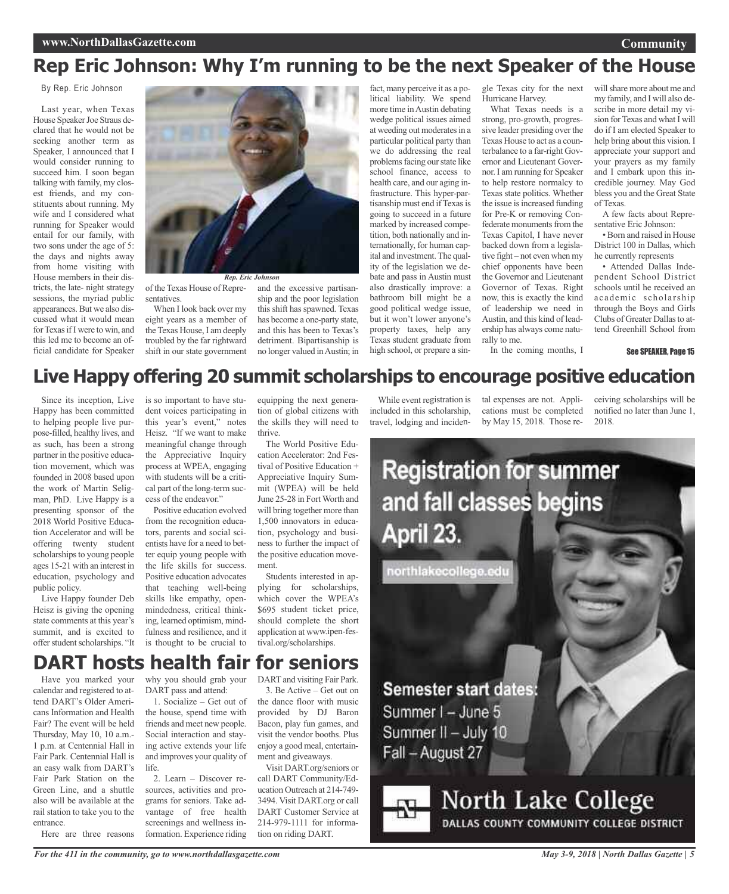# Rep Eric Johnson: Why I'm running to be the next Speaker of the House

By Rep. Eric Johnson

Last year, when Texas House Speaker Joe Straus declared that he would not be seeking another term as Speaker, I announced that I would consider running to succeed him. I soon began talking with family, my closest friends, and my constituents about running. My wife and I considered what running for Speaker would entail for our family, with two sons under the age of 5: the days and nights away from home visiting with House members in their districts, the late- night strategy sessions, the myriad public appearances. But we also discussed what it would mean for Texas if I were to win, and this led me to become an official candidate for Speaker of the Texas House of Representatives.

*Rep. Eric Johnson*

When I look back over my eight years as a member of the Texas House, I am deeply troubled by the far rightward shift in our state government and the excessive partisanship and the poor legislation this shift has spawned. Texas has become a one-party state, and this has been to Texas's detriment. Bipartisanship is no longer valued in Austin; in fact, many perceive it as a political liability. We spend more time in Austin debating wedge political issues aimed at weeding out moderates in a particular political party than we do addressing the real problems facing our state like school finance, access to health care, and our aging infrastructure. This hyper-partisanship must end if Texas is going to succeed in a future marked by increased competition, both nationally and internationally, for human capital and investment. The quality of the legislation we debate and pass in Austin must also drastically improve: a bathroom bill might be a good political wedge issue, but it won't lower anyone's property taxes, help any Texas student graduate from high school, or prepare a single Texas city for the next Hurricane Harvey.

What Texas needs is a strong, pro-growth, progressive leader presiding over the Texas House to act as a counterbalance to a far-right Governor and Lieutenant Governor. I am running for Speaker to help restore normalcy to Texas state politics. Whether the issue is increased funding for Pre-K or removing Confederate monuments from the Texas Capitol, I have never backed down from a legislative fight – not even when my chief opponents have been the Governor and Lieutenant Governor of Texas. Right now, this is exactly the kind of leadership we need in Austin, and this kind of leadership has always come naturally to me.

In the coming months, I will share more about me and my family, and I will also describe in more detail my vision for Texas and what I will do if I am elected Speaker to help bring about this vision. I appreciate your support and your prayers as my family and I embark upon this incredible journey. May God bless you and the Great State of Texas.

A few facts about Representative Eric Johnson:

- Born and raised in House District 100 in Dallas, which he currently represents
- Attended Dallas Independent School District schools until he received an academic scholarship through the Boys and Girls Clubs of Greater Dallas to attend Greenhill School from

See SPEAKER, Page 15

# Live Happy offering 20 summit scholarships to encourage positive education

Since its inception, Live Happy has been committed to helping people live purpose-filled, healthy lives, and as such, has been a strong partner in the positive education movement, which was founded in 2008 based upon the work of Martin Seligman, PhD. Live Happy is a presenting sponsor of the 2018 World Positive Education Accelerator and will be offering twenty student scholarships to young people ages 15-21 with an interest in education, psychology and public policy.

Live Happy founder Deb Heisz is giving the opening state comments at this year's summit, and is excited to offer student scholarships. "It is so important to have student voices participating in this year's event," notes Heisz. "If we want to make meaningful change through the Appreciative Inquiry process at WPEA, engaging with students will be a critical part of the long-term success of the endeavor."

Positive education evolved from the recognition educators, parents and social scientists have for a need to better equip young people with the life skills for success. Positive education advocates that teaching well-being skills like empathy, open-mindedness, critical thinking, learned optimism, mindfulness and resilience, and it is thought to be crucial to equipping the next generation of global citizens with the skills they will need to thrive.

The World Positive Education Accelerator: 2nd Festival of Positive Education + Appreciative Inquiry Summit (WPEA) will be held June 25-28 in Fort Worth and will bring together more than 1,500 innovators in education, psychology and business to further the impact of the positive education movement.

Students interested in applying for scholarships, which cover the WPEA's $695 student ticket price, should complete the short application at www.ipen-festival.org/scholarships.

While event registration is included in this scholarship, travel, lodging and incidental expenses are not. Applications must be completed by May 15, 2018. Those receiving scholarships will be notified no later than June 1, 2018.

# DART hosts health fair for seniors

Have you marked your calendar and registered to attend DART's Older Americans Information and Health Fair? The event will be held Thursday, May 10, 10 a.m.-1 p.m. at Centennial Hall in Fair Park. Centennial Hall is an easy walk from DART's Fair Park Station on the Green Line, and a shuttle also will be available at the rail station to take you to the entrance.

Here are three reasons why you should grab your DART pass and attend:

1. Socialize – Get out of the house, spend time with friends and meet new people. Social interaction and staying active extends your life and improves your quality of life.
2. Learn – Discover resources, activities and programs for seniors. Take advantage of free health screenings and wellness information. Experience riding DART and visiting Fair Park.
3. Be Active – Get out on the dance floor with music provided by DJ Baron Bacon, play fun games, and visit the vendor booths. Plus enjoy a good meal, entertainment and giveaways.

Visit DART.org/seniors or call DART Community/Education Outreach at 214-749-3494. Visit DART.org or call DART Customer Service at 214-979-1111 for information on riding DART.

**Registration for summer and fall classes begins April 23.**

northlakecollege.edu

**Semester start dates:**
Summer I – June 5
Summer II – July 10
Fall – August 27

**North Lake College**
DALLAS COUNTY COMMUNITY COLLEGE DISTRICT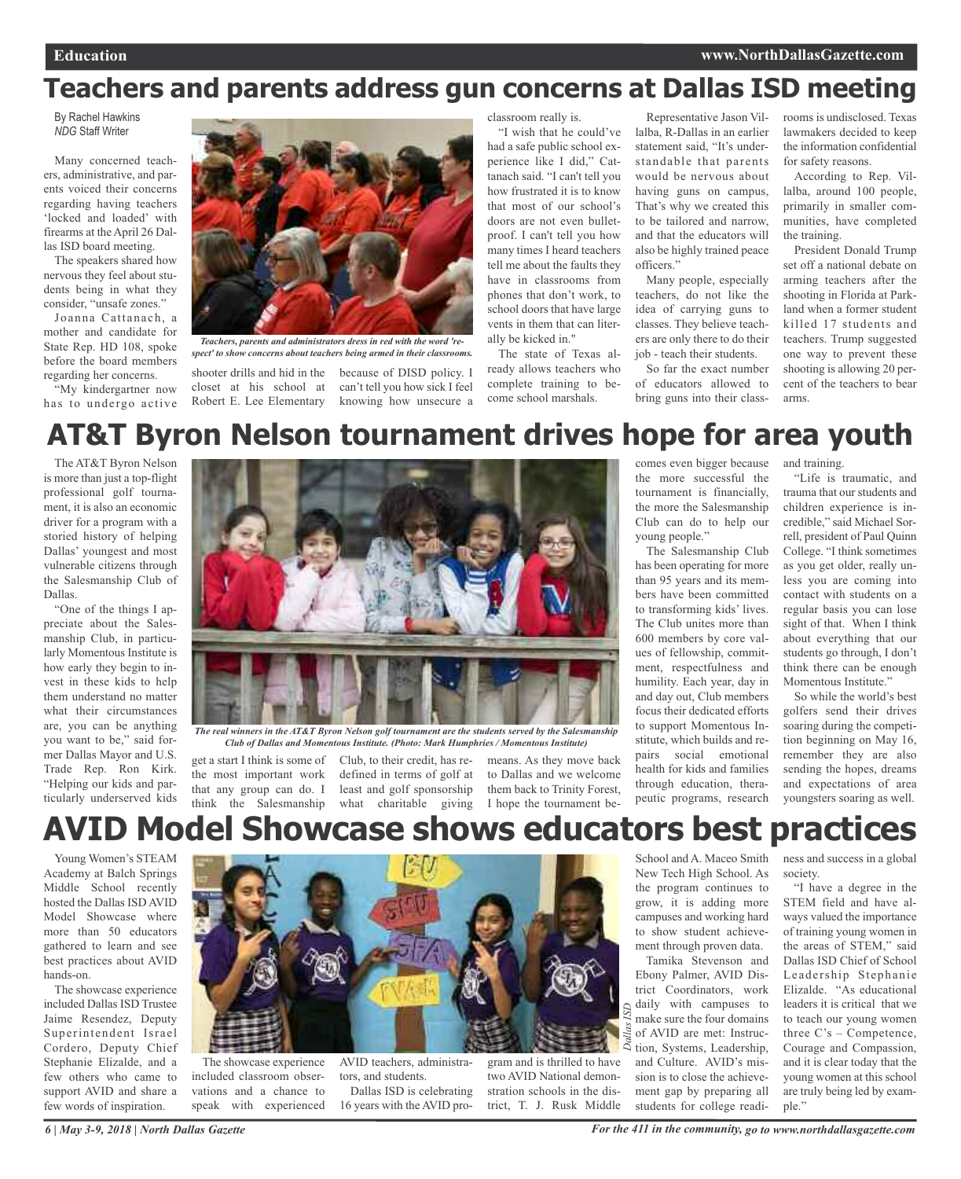# Teachers and parents address gun concerns at Dallas ISD meeting

By Rachel Hawkins
*NDG* Staff Writer

Many concerned teachers, administrative, and parents voiced their concerns regarding having teachers 'locked and loaded' with firearms at the April 26 Dallas ISD board meeting.

The speakers shared how nervous they feel about students being in what they consider, "unsafe zones."

Joanna Cattanach, a mother and candidate for State Rep. HD 108, spoke before the board members regarding her concerns.

"My kindergartner now has to undergo active shooter drills and hid in the closet at his school at Robert E. Lee Elementary because of DISD policy. I can't tell you how sick I feel knowing how unsecure a classroom really is.

"I wish that he could've had a safe public school experience like I did," Cattanach said. "I can't tell you how frustrated it is to know that most of our school's doors are not even bulletproof. I can't tell you how many times I heard teachers tell me about the faults they have in classrooms from phones that don't work, to school doors that have large vents in them that can literally be kicked in."

The state of Texas already allows teachers who complete training to become school marshals.

Representative Jason Villalba, R-Dallas in an earlier statement said, "It's understandable that parents would be nervous about having guns on campus, That's why we created this to be tailored and narrow, and that the educators will also be highly trained peace officers."

Many people, especially teachers, do not like the idea of carrying guns to classes. They believe teachers are only there to do their job - teach their students.

So far the exact number of educators allowed to bring guns into their classrooms is undisclosed. Texas lawmakers decided to keep the information confidential for safety reasons.

According to Rep. Villalba, around 100 people, primarily in smaller communities, have completed the training.

President Donald Trump set off a national debate on arming teachers after the shooting in Florida at Parkland when a former student killed 17 students and teachers. Trump suggested one way to prevent these shooting is allowing 20 percent of the teachers to bear arms.

*Teachers, parents and administrators dress in red with the word 'respect' to show concerns about teachers being armed in their classrooms.*

# AT&T Byron Nelson tournament drives hope for area youth

The AT&T Byron Nelson is more than just a top-flight professional golf tournament, it is also an economic driver for a program with a storied history of helping Dallas' youngest and most vulnerable citizens through the Salesmanship Club of Dallas.

"One of the things I appreciate about the Salesmanship Club, in particularly Momentous Institute is how early they begin to invest in these kids to help them understand no matter what their circumstances are, you can be anything you want to be," said former Dallas Mayor and U.S. Trade Rep. Ron Kirk. "Helping our kids and particularly underserved kids get a start I think is some of the most important work that any group can do. I think the Salesmanship Club, to their credit, has redefined in terms of golf at least and golf sponsorship what charitable giving means. As they move back to Dallas and we welcome them back to Trinity Forest, I hope the tournament becomes even bigger because the more successful the tournament is financially, the more the Salesmanship Club can do to help our young people."

The Salesmanship Club has been operating for more than 95 years and its members have been committed to transforming kids' lives. The Club unites more than 600 members by core values of fellowship, commitment, respectfulness and humility. Each year, day in and day out, Club members focus their dedicated efforts to support Momentous Institute, which builds and repairs social emotional health for kids and families through education, therapeutic programs, research and training.

"Life is traumatic, and trauma that our students and children experience is incredible," said Michael Sorrell, president of Paul Quinn College. "I think sometimes as you get older, really unless you are coming into contact with students on a regular basis you can lose sight of that. When I think about everything that our students go through, I don't think there can be enough Momentous Institute."

So while the world's best golfers send their drives soaring during the competition beginning on May 16, remember they are also sending the hopes, dreams and expectations of area youngsters soaring as well.

*The real winners in the AT&T Byron Nelson golf tournament are the students served by the Salesmanship Club of Dallas and Momentous Institute. (Photo: Mark Humphries / Momentous Institute)*

# AVID Model Showcase shows educators best practices

Young Women's STEAM Academy at Balch Springs Middle School recently hosted the Dallas ISD AVID Model Showcase where more than 50 educators gathered to learn and see best practices about AVID hands-on.

The showcase experience included Dallas ISD Trustee Jaime Resendez, Deputy Superintendent Israel Cordero, Deputy Chief Stephanie Elizalde, and a few others who came to support AVID and share a few words of inspiration.

The showcase experience included classroom observations and a chance to speak with experienced AVID teachers, administrators, and students.

Dallas ISD is celebrating 16 years with the AVID program and is thrilled to have two AVID National demonstration schools in the district, T. J. Rusk Middle School and A. Maceo Smith New Tech High School. As the program continues to grow, it is adding more campuses and working hard to show student achievement through proven data.

Tamika Stevenson and Ebony Palmer, AVID District Coordinators, work daily with campuses to make sure the four domains of AVID are met: Instruction, Systems, Leadership, and Culture. AVID's mission is to close the achievement gap by preparing all students for college readiness and success in a global society.

"I have a degree in the STEM field and have always valued the importance of training young women in the areas of STEM," said Dallas ISD Chief of School Leadership Stephanie Elizalde. "As educational leaders it is critical that we to teach our young women three C's – Competence, Courage and Compassion, and it is clear today that the young women at this school are truly being led by example."

*Dallas ISD*

For the 411 in the community, go to www.northdallasgazette.com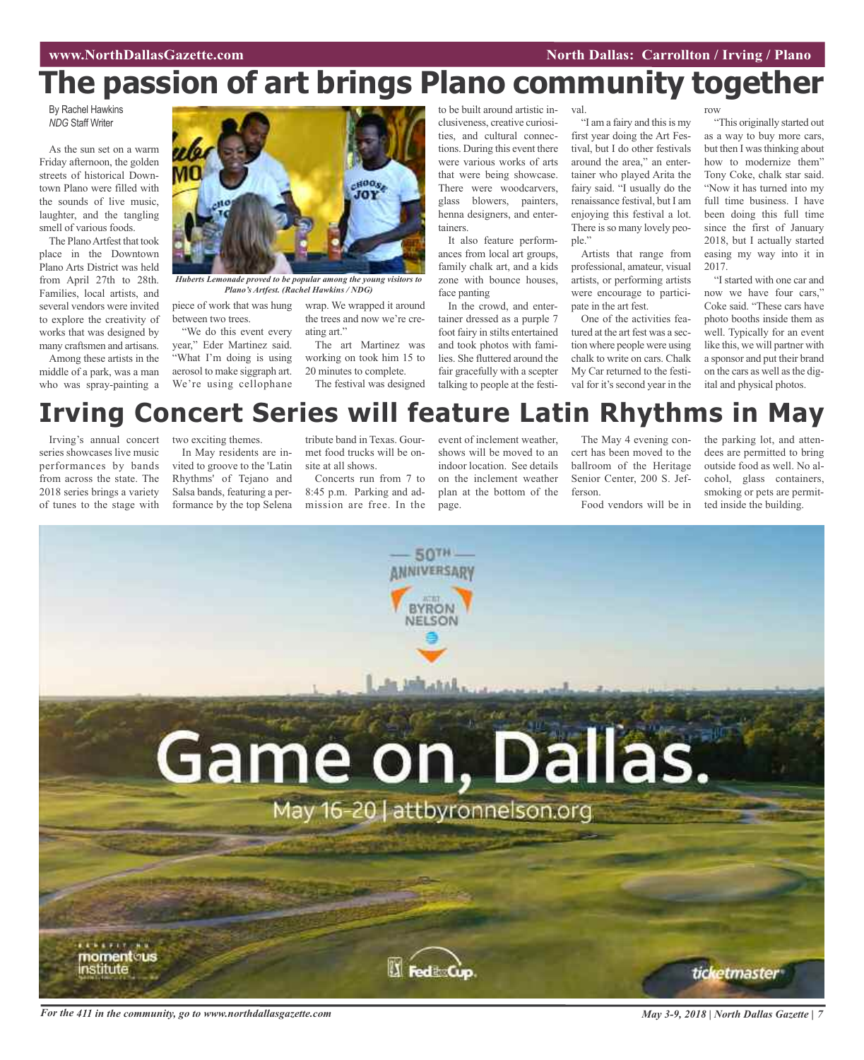# The passion of art brings Plano community together

By Rachel Hawkins
*NDG* Staff Writer

As the sun set on a warm Friday afternoon, the golden streets of historical Downtown Plano were filled with the sounds of live music, laughter, and the tangling smell of various foods.

The Plano Artfest that took place in the Downtown Plano Arts District was held from April 27th to 28th. Families, local artists, and several vendors were invited to explore the creativity of works that was designed by many craftsmen and artisans.

Among these artists in the middle of a park, was a man who was spray-painting a piece of work that was hung between two trees.

*Huberts Lemonade proved to be popular among the young visitors to Plano's Artfest. (Rachel Hawkins / NDG)*

"We do this event every year," Eder Martinez said. "What I'm doing is using aerosol to make siggraph art. We're using cellophane wrap. We wrapped it around the trees and now we're creating art."

The art Martinez was working on took him 15 to 20 minutes to complete.

The festival was designed to be built around artistic inclusiveness, creative curiosities, and cultural connections. During this event there were various works of arts that were being showcase. There were woodcarvers, glass blowers, painters, henna designers, and entertainers.

It also feature performances from local art groups, family chalk art, and a kids zone with bounce houses, face panting

In the crowd, and entertainer dressed as a purple 7 foot fairy in stilts entertained and took photos with families. She fluttered around the fair gracefully with a scepter talking to people at the festival.

"I am a fairy and this is my first year doing the Art Festival, but I do other festivals around the area," an entertainer who played Arita the fairy said. "I usually do the renaissance festival, but I am enjoying this festival a lot. There is so many lovely people."

Artists that range from professional, amateur, visual artists, or performing artists were encourage to participate in the art fest.

One of the activities featured at the art fest was a section where people were using chalk to write on cars. Chalk My Car returned to the festival for it's second year in the row

"This originally started out as a way to buy more cars, but then I was thinking about how to modernize them" Tony Coke, chalk star said. "Now it has turned into my full time business. I have been doing this full time since the first of January 2018, but I actually started easing my way into it in 2017.

"I started with one car and now we have four cars," Coke said. "These cars have photo booths inside them as well. Typically for an event like this, we will partner with a sponsor and put their brand on the cars as well as the digital and physical photos.

# Irving Concert Series will feature Latin Rhythms in May

Irving's annual concert series showcases live music performances by bands from across the state. The 2018 series brings a variety of tunes to the stage with two exciting themes.

In May residents are invited to groove to the 'Latin Rhythms' of Tejano and Salsa bands, featuring a performance by the top Selena tribute band in Texas. Gourmet food trucks will be onsite at all shows.

Concerts run from 7 to 8:45 p.m. Parking and admission are free. In the event of inclement weather, shows will be moved to an indoor location. See details on the inclement weather plan at the bottom of the page.

The May 4 evening concert has been moved to the ballroom of the Heritage Senior Center, 200 S. Jefferson.

Food vendors will be in the parking lot, and attendees are permitted to bring outside food as well. No alcohol, glass containers, smoking or pets are permitted inside the building.

50th Anniversary AT&T Byron Nelson

Game on, Dallas.

May 16-20 | attbyronnelson.org

Benefiting momentous institute | FedExCup | ticketmaster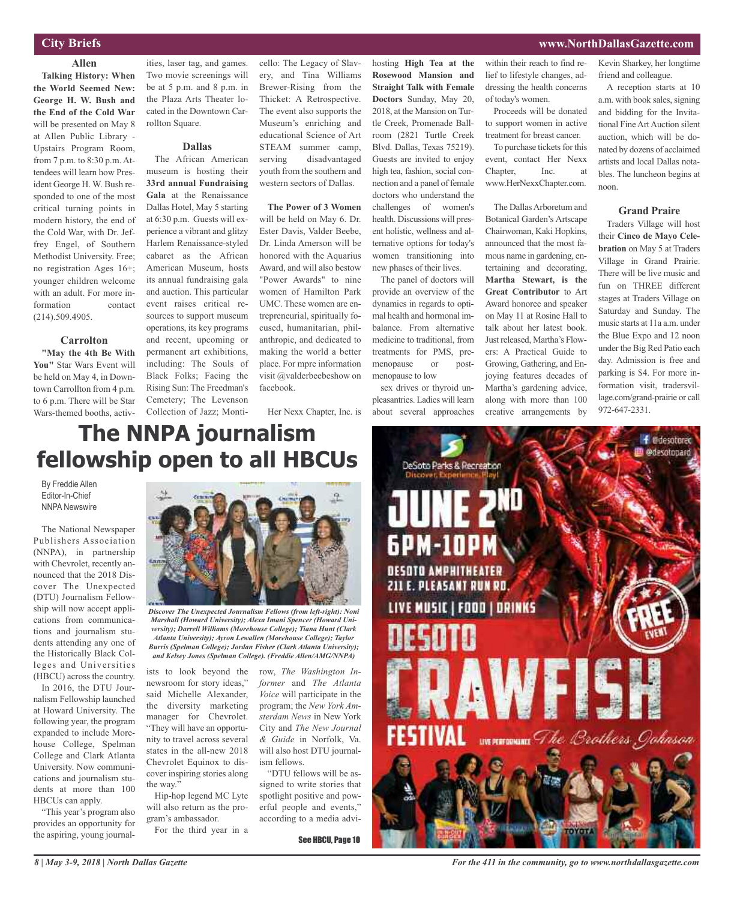## City Briefs

### Allen

**Talking History: When the World Seemed New: George H. W. Bush and the End of the Cold War** will be presented on May 8 at Allen Public Library - Upstairs Program Room, from 7 p.m. to 8:30 p.m. Attendees will learn how President George H. W. Bush responded to one of the most critical turning points in modern history, the end of the Cold War, with Dr. Jeffrey Engel, of Southern Methodist University. Free; no registration Ages 16+; younger children welcome with an adult. For more information contact (214).509.4905.

### Carrolton

**"May the 4th Be With You"** Star Wars Event will be held on May 4, in Downtown Carrollton from 4 p.m. to 6 p.m. There will be Star Wars-themed booths, activities, laser tag, and games. Two movie screenings will be at 5 p.m. and 8 p.m. in the Plaza Arts Theater located in the Downtown Carrollton Square.

### Dallas

The African American museum is hosting their **33rd annual Fundraising Gala** at the Renaissance Dallas Hotel, May 5 starting at 6:30 p.m. Guests will experience a vibrant and glitzy Harlem Renaissance-styled cabaret as the African American Museum, hosts its annual fundraising gala and auction. This particular event raises critical resources to support museum operations, its key programs and recent, upcoming or permanent art exhibitions, including: The Souls of Black Folks; Facing the Rising Sun: The Freedman's Cemetery; The Levenson Collection of Jazz; Monticello: The Legacy of Slavery, and Tina Williams Brewer-Rising from the Thicket: A Retrospective. The event also supports the Museum's enriching and educational Science of Art STEAM summer camp, serving disadvantaged youth from the southern and western sectors of Dallas.

**The Power of 3 Women** will be held on May 6. Dr. Ester Davis, Valder Beebe, Dr. Linda Amerson will be honored with the Aquarius Award, and will also bestow "Power Awards" to nine women of Hamilton Park UMC. These women are entrepreneurial, spiritually focused, humanitarian, philanthropic, and dedicated to making the world a better place. For mpre information visit @valderbeebeshow on facebook.

Her Nexx Chapter, Inc. is hosting **High Tea at the Rosewood Mansion and Straight Talk with Female Doctors** Sunday, May 20, 2018, at the Mansion on Turtle Creek, Promenade Ballroom (2821 Turtle Creek Blvd. Dallas, Texas 75219). Guests are invited to enjoy high tea, fashion, social connection and a panel of female doctors who understand the challenges of women's health. Discussions will present holistic, wellness and alternative options for today's women transitioning into new phases of their lives.

The panel of doctors will provide an overview of the dynamics in regards to optimal health and hormonal imbalance. From alternative medicine to traditional, from treatments for PMS, premenopause or post-menopause to low sex drives or thyroid unpleasantries. Ladies will learn about several approaches within their reach to find relief to lifestyle changes, addressing the health concerns of today's women.

Proceeds will be donated to support women in active treatment for breast cancer.

To purchase tickets for this event, contact Her Nexx Chapter, Inc. at www.HerNexxChapter.com.

The Dallas Arboretum and Botanical Garden's Artscape Chairwoman, Kaki Hopkins, announced that the most famous name in gardening, entertaining and decorating, **Martha Stewart, is the Great Contributor** to Art Award honoree and speaker on May 11 at Rosine Hall to talk about her latest book. Just released, Martha's Flowers: A Practical Guide to Growing, Gathering, and Enjoying features decades of Martha's gardening advice, along with more than 100 creative arrangements by Kevin Sharkey, her longtime friend and colleague.

A reception starts at 10 a.m. with book sales, signing and bidding for the Invitational Fine Art Auction silent auction, which will be donated by dozens of acclaimed artists and local Dallas notables. The luncheon begins at noon.

### Grand Praire

Traders Village will host their **Cinco de Mayo Celebration** on May 5 at Traders Village in Grand Prairie. There will be live music and fun on THREE different stages at Traders Village on Saturday and Sunday. The music starts at 11a a.m. under the Blue Expo and 12 noon under the Big Red Patio each day. Admission is free and parking is $4. For more information visit, tradersvillage.com/grand-prairie or call 972-647-2331.

# The NNPA journalism fellowship open to all HBCUs

By Freddie Allen
Editor-In-Chief
NNPA Newswire

The National Newspaper Publishers Association (NNPA), in partnership with Chevrolet, recently announced that the 2018 Discover The Unexpected (DTU) Journalism Fellowship will now accept applications from communications and journalism students attending any one of the Historically Black Colleges and Universities (HBCU) across the country.

*Discover The Unexpected Journalism Fellows (from left-right): Noni Marshall (Howard University); Alexa Imani Spencer (Howard University); Darrell Williams (Morehouse College); Tiana Hunt (Clark Atlanta University); Ayron Lewallen (Morehouse College); Taylor Burris (Spelman College); Jordan Fisher (Clark Atlanta University); and Kelsey Jones (Spelman College). (Freddie Allen/AMG/NNPA)*

In 2016, the DTU Journalism Fellowship launched at Howard University. The following year, the program expanded to include Morehouse College, Spelman College and Clark Atlanta University. Now communications and journalism students at more than 100 HBCUs can apply.

"This year's program also provides an opportunity for the aspiring, young journalists to look beyond the newsroom for story ideas," said Michelle Alexander, the diversity marketing manager for Chevrolet. "They will have an opportunity to travel across several states in the all-new 2018 Chevrolet Equinox to discover inspiring stories along the way."

Hip-hop legend MC Lyte will also return as the program's ambassador.

For the third year in a row, *The Washington Informer* and *The Atlanta Voice* will participate in the program; the *New York Amsterdam News* in New York City and *The New Journal & Guide* in Norfolk, Va. will also host DTU journalism fellows.

"DTU fellows will be assigned to write stories that spotlight positive and powerful people and events," according to a media advi-

See HBCU, Page 10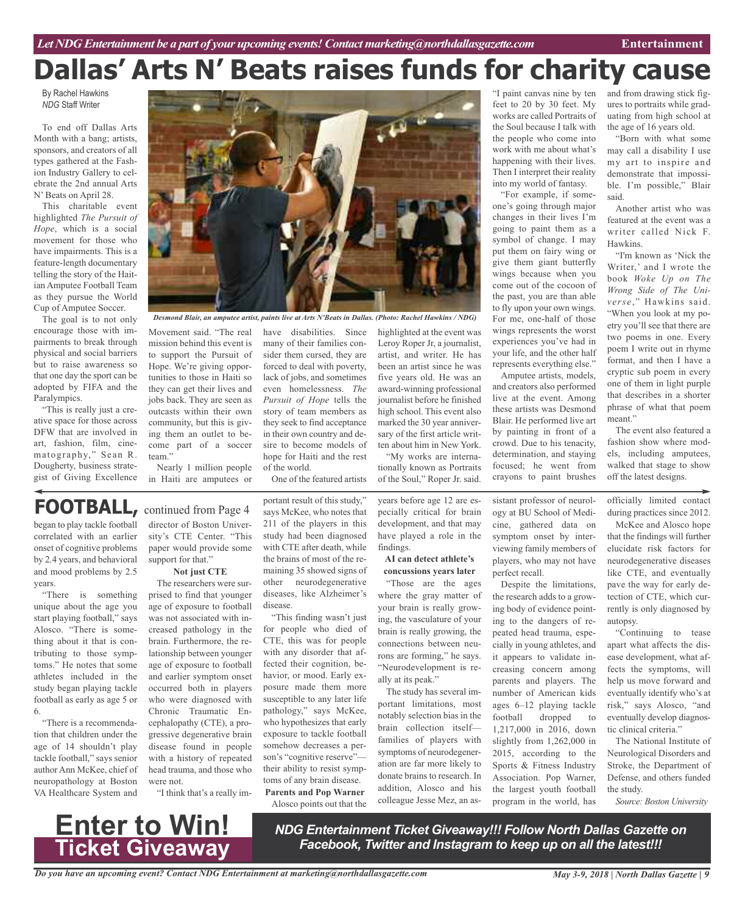*Let NDG Entertainment be a part of your upcoming events! Contact marketing@northdallasgazette.com*

# Dallas' Arts N' Beats raises funds for charity cause

By Rachel Hawkins
*NDG* Staff Writer

To end off Dallas Arts Month with a bang; artists, sponsors, and creators of all types gathered at the Fashion Industry Gallery to celebrate the 2nd annual Arts N' Beats on April 28.

This charitable event highlighted *The Pursuit of Hope*, which is a social movement for those who have impairments. This is a feature-length documentary telling the story of the Haitian Amputee Football Team as they pursue the World Cup of Amputee Soccer.

The goal is to not only encourage those with impairments to break through physical and social barriers but to raise awareness so that one day the sport can be adopted by FIFA and the Paralympics.

"This is really just a creative space for those across DFW that are involved in art, fashion, film, cinematography," Sean R. Dougherty, business strategist of Giving Excellence Movement said. "The real mission behind this event is to support the Pursuit of Hope. We're giving opportunities to those in Haiti so they can get their lives and jobs back. They are seen as outcasts within their own community, but this is giving them an outlet to become part of a soccer team."

*Desmond Blair, an amputee artist, paints live at Arts N'Beats in Dallas. (Photo: Rachel Hawkins / NDG)*

Nearly 1 million people in Haiti are amputees or have disabilities. Since many of their families consider them cursed, they are forced to deal with poverty, lack of jobs, and sometimes even homelessness. *The Pursuit of Hope* tells the story of team members as they seek to find acceptance in their own country and desire to become models of hope for Haiti and the rest of the world.

One of the featured artists highlighted at the event was Leroy Roper Jr, a journalist, artist, and writer. He has been an artist since he was five years old. He was an award-winning professional journalist before he finished high school. This event also marked the 30 year anniversary of the first article written about him in New York.

"My works are internationally known as Portraits of the Soul," Roper Jr. said. "I paint canvas nine by ten feet to 20 by 30 feet. My works are called Portraits of the Soul because I talk with the people who come into work with me about what's happening with their lives. Then I interpret their reality into my world of fantasy.

"For example, if someone's going through major changes in their lives I'm going to paint them as a symbol of change. I may put them on fairy wing or give them giant butterfly wings because when you come out of the cocoon of the past, you are than able to fly upon your own wings. For me, one-half of those wings represents the worst experiences you've had in your life, and the other half represents everything else."

Amputee artists, models, and creators also performed live at the event. Among these artists was Desmond Blair. He performed live art by painting in front of a crowd. Due to his tenacity, determination, and staying focused; he went from crayons to paint brushes and from drawing stick figures to portraits while graduating from high school at the age of 16 years old.

"Born with what some may call a disability I use my art to inspire and demonstrate that impossible. I'm possible," Blair said.

Another artist who was featured at the event was a writer called Nick F. Hawkins.

"I'm known as 'Nick the Writer,' and I wrote the book *Woke Up on The Wrong Side of The Universe*," Hawkins said. "When you look at my poetry you'll see that there are two poems in one. Every poem I write out in rhyme format, and then I have a cryptic sub poem in every one of them in light purple that describes in a shorter phrase of what that poem meant."

The event also featured a fashion show where models, including amputees, walked that stage to show off the latest designs.

---

## FOOTBALL, continued from Page 4

began to play tackle football correlated with an earlier onset of cognitive problems by 2.4 years, and behavioral and mood problems by 2.5 years.

"There is something unique about the age you start playing football," says Alosco. "There is something about it that is contributing to those symptoms." He notes that some athletes included in the study began playing tackle football as early as age 5 or 6.

"There is a recommendation that children under the age of 14 shouldn't play tackle football," says senior author Ann McKee, chief of neuropathology at Boston VA Healthcare System and director of Boston University's CTE Center. "This paper would provide some support for that."

### Not just CTE

The researchers were surprised to find that younger age of exposure to football was not associated with increased pathology in the brain. Furthermore, the relationship between younger age of exposure to football and earlier symptom onset occurred both in players who were diagnosed with Chronic Traumatic Encephalopathy (CTE), a progressive degenerative brain disease found in people with a history of repeated head trauma, and those who were not.

"I think that's a really important result of this study," says McKee, who notes that 211 of the players in this study had been diagnosed with CTE after death, while the brains of most of the remaining 35 showed signs of other neurodegenerative diseases, like Alzheimer's disease.

"This finding wasn't just for people who died of CTE, this was for people with any disorder that affected their cognition, behavior, or mood. Early exposure made them more susceptible to any later life pathology," says McKee, who hypothesizes that early exposure to tackle football somehow decreases a person's "cognitive reserve"—their ability to resist symptoms of any brain disease.

### Parents and Pop Warner

Alosco points out that the years before age 12 are especially critical for brain development, and that may have played a role in the findings.

### AI can detect athlete's concussions years later

"Those are the ages where the gray matter of your brain is really growing, the vasculature of your brain is really growing, the connections between neurons are forming," he says. "Neurodevelopment is really at its peak."

The study has several important limitations, most notably selection bias in the brain collection itself—families of players with symptoms of neurodegeneration are far more likely to donate brains to research. In addition, Alosco and his colleague Jesse Mez, an assistant professor of neurology at BU School of Medicine, gathered data on symptom onset by interviewing family members of players, who may not have perfect recall.

Despite the limitations, the research adds to a growing body of evidence pointing to the dangers of repeated head trauma, especially in young athletes, and it appears to validate increasing concern among parents and players. The number of American kids ages 6–12 playing tackle football dropped to 1,217,000 in 2016, down slightly from 1,262,000 in 2015, according to the Sports & Fitness Industry Association. Pop Warner, the largest youth football program in the world, has officially limited contact during practices since 2012.

McKee and Alosco hope that the findings will further elucidate risk factors for neurodegenerative diseases like CTE, and eventually pave the way for early detection of CTE, which currently is only diagnosed by autopsy.

"Continuing to tease apart what affects the disease development, what affects the symptoms, will help us move forward and eventually identify who's at risk," says Alosco, "and eventually develop diagnostic clinical criteria."

The National Institute of Neurological Disorders and Stroke, the Department of Defense, and others funded the study.

*Source: Boston University*

---

**Enter to Win!**
**Ticket Giveaway**

***NDG Entertainment Ticket Giveaway!!! Follow North Dallas Gazette on Facebook, Twitter and Instagram to keep up on all the latest!!!***

*Do you have an upcoming event? Contact NDG Entertainment at marketing@northdallasgazette.com*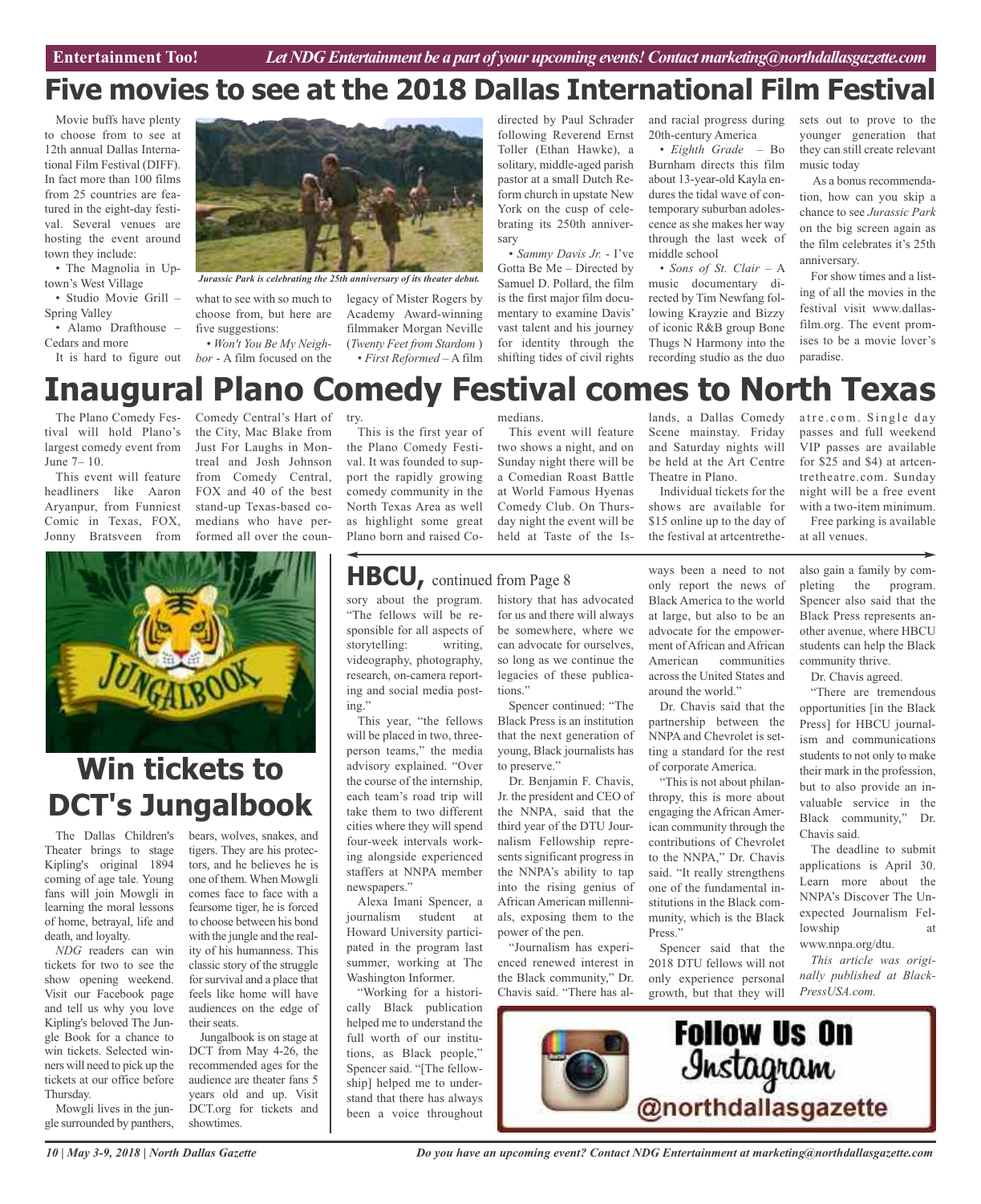# Five movies to see at the 2018 Dallas International Film Festival

Movie buffs have plenty to choose from to see at 12th annual Dallas International Film Festival (DIFF). In fact more than 100 films from 25 countries are featured in the eight-day festival. Several venues are hosting the event around town they include:

- The Magnolia in Uptown's West Village
- Studio Movie Grill – Spring Valley
- Alamo Drafthouse – Cedars and more

*Jurassic Park is celebrating the 25th anniversary of its theater debut.*

It is hard to figure out what to see with so much to choose from, but here are five suggestions:

- *Won't You Be My Neighbor* - A film focused on the legacy of Mister Rogers by Academy Award-winning filmmaker Morgan Neville (*Twenty Feet from Stardom* )
- *First Reformed* – A film directed by Paul Schrader following Reverend Ernst Toller (Ethan Hawke), a solitary, middle-aged parish pastor at a small Dutch Reform church in upstate New York on the cusp of celebrating its 250th anniversary
- *Sammy Davis Jr.* - I've Gotta Be Me – Directed by Samuel D. Pollard, the film is the first major film documentary to examine Davis' vast talent and his journey for identity through the shifting tides of civil rights and racial progress during 20th-century America
- *Eighth Grade* – Bo Burnham directs this film about 13-year-old Kayla endures the tidal wave of contemporary suburban adolescence as she makes her way through the last week of middle school
- *Sons of St. Clair* – A music documentary directed by Tim Newfang following Krayzie and Bizzy of iconic R&B group Bone Thugs N Harmony into the recording studio as the duo sets out to prove to the younger generation that they can still create relevant music today

As a bonus recommendation, how can you skip a chance to see *Jurassic Park* on the big screen again as the film celebrates it's 25th anniversary.

For show times and a listing of all the movies in the festival visit www.dallasfilm.org. The event promises to be a movie lover's paradise.

# Inaugural Plano Comedy Festival comes to North Texas

The Plano Comedy Festival will hold Plano's largest comedy event from June 7– 10.

This event will feature headliners like Aaron Aryanpur, from Funniest Comic in Texas, FOX, Jonny Bratsveen from Comedy Central's Hart of the City, Mac Blake from Just For Laughs in Montreal and Josh Johnson from Comedy Central, FOX and 40 of the best stand-up Texas-based comedians who have performed all over the country.

This is the first year of the Plano Comedy Festival. It was founded to support the rapidly growing comedy community in the North Texas Area as well as highlight some great Plano born and raised Comedians.

This event will feature two shows a night, and on Sunday night there will be a Comedian Roast Battle at World Famous Hyenas Comedy Club. On Thursday night the event will be held at Taste of the Islands, a Dallas Comedy Scene mainstay. Friday and Saturday nights will be held at the Art Centre Theatre in Plano.

Individual tickets for the shows are available for $15 online up to the day of the festival at artcentretheatre.com. Single day passes and full weekend VIP passes are available for $25 and $4) at artcentretheatre.com. Sunday night will be a free event with a two-item minimum.

Free parking is available at all venues.

# Win tickets to DCT's Jungalbook

The Dallas Children's Theater brings to stage Kipling's original 1894 coming of age tale. Young fans will join Mowgli in learning the moral lessons of home, betrayal, life and death, and loyalty.

*NDG* readers can win tickets for two to see the show opening weekend. Visit our Facebook page and tell us why you love Kipling's beloved The Jungle Book for a chance to win tickets. Selected winners will need to pick up the tickets at our office before Thursday.

Mowgli lives in the jungle surrounded by panthers, bears, wolves, snakes, and tigers. They are his protectors, and he believes he is one of them. When Mowgli comes face to face with a fearsome tiger, he is forced to choose between his bond with the jungle and the reality of his humanness. This classic story of the struggle for survival and a place that feels like home will have audiences on the edge of their seats.

Jungalbook is on stage at DCT from May 4-26, the recommended ages for the audience are theater fans 5 years old and up. Visit DCT.org for tickets and showtimes.

## HBCU, continued from Page 8

sory about the program. "The fellows will be responsible for all aspects of storytelling: writing, videography, photography, research, on-camera reporting and social media posting."

This year, "the fellows will be placed in two, three-person teams," the media advisory explained. "Over the course of the internship, each team's road trip will take them to two different cities where they will spend four-week intervals working alongside experienced staffers at NNPA member newspapers."

Alexa Imani Spencer, a journalism student at Howard University participated in the program last summer, working at The Washington Informer.

"Working for a historically Black publication helped me to understand the full worth of our institutions, as Black people," Spencer said. "[The fellowship] helped me to understand that there has always been a voice throughout history that has advocated for us and there will always be somewhere, where we can advocate for ourselves, so long as we continue the legacies of these publications."

Spencer continued: "The Black Press is an institution that the next generation of young, Black journalists has to preserve."

Dr. Benjamin F. Chavis, Jr. the president and CEO of the NNPA, said that the third year of the DTU Journalism Fellowship represents significant progress in the NNPA's ability to tap into the rising genius of African American millennials, exposing them to the power of the pen.

"Journalism has experienced renewed interest in the Black community," Dr. Chavis said. "There has always been a need to not only report the news of Black America to the world at large, but also to be an advocate for the empowerment of African and African American communities across the United States and around the world."

Dr. Chavis said that the partnership between the NNPA and Chevrolet is setting a standard for the rest of corporate America.

"This is not about philanthropy, this is more about engaging the African American community through the contributions of Chevrolet to the NNPA," Dr. Chavis said. "It really strengthens one of the fundamental institutions in the Black community, which is the Black Press."

Spencer said that the 2018 DTU fellows will not only experience personal growth, but that they will also gain a family by completing the program. Spencer also said that the Black Press represents another avenue, where HBCU students can help the Black community thrive.

Dr. Chavis agreed.

"There are tremendous opportunities [in the Black Press] for HBCU journalism and communications students to not only to make their mark in the profession, but to also provide an invaluable service in the Black community," Dr. Chavis said.

The deadline to submit applications is April 30. Learn more about the NNPA's Discover The Unexpected Journalism Fellowship at www.nnpa.org/dtu.

*This article was originally published at BlackPressUSA.com.*

**Follow Us On Instagram @northdallasgazette**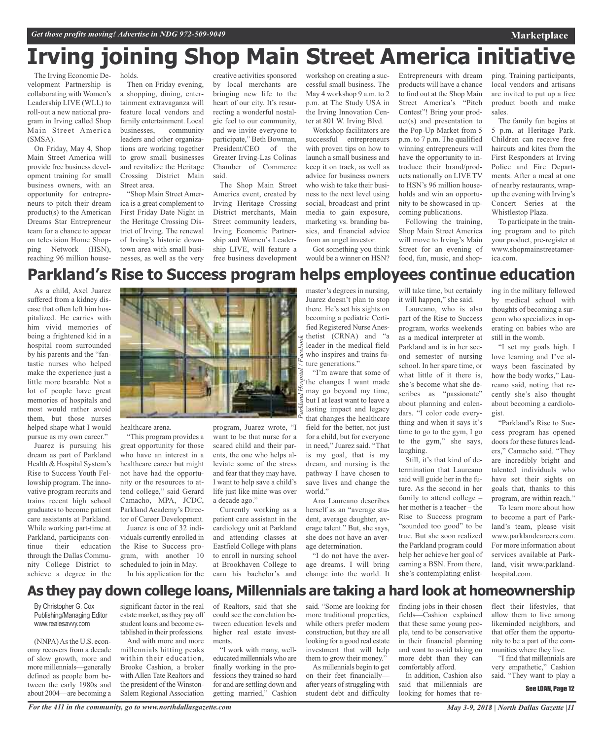# Irving joining Shop Main Street America initiative

The Irving Economic Development Partnership is collaborating with Women's Leadership LIVE (WLL) to roll-out a new national program in Irving called Shop Main Street America (SMSA).

On Friday, May 4, Shop Main Street America will provide free business development training for small business owners, with an opportunity for entrepreneurs to pitch their dream product(s) to the American Dreams Star Entrepreneur team for a chance to appear on television Home Shopping Network (HSN), reaching 96 million households.

Then on Friday evening, a shopping, dining, entertainment extravaganza will feature local vendors and family entertainment. Local businesses, community leaders and other organizations are working together to grow small businesses and revitalize the Heritage Crossing District Main Street area.

"Shop Main Street America is a great complement to First Friday Date Night in the Heritage Crossing District of Irving. The renewal of Irving's historic downtown area with small businesses, as well as the very creative activities sponsored by local merchants are bringing new life to the heart of our city. It's resurrecting a wonderful nostalgic feel to our community, and we invite everyone to participate," Beth Bowman, President/CEO of the Greater Irving-Las Colinas Chamber of Commerce said.

The Shop Main Street America event, created by Irving Heritage Crossing District merchants, Main Street community leaders, Irving Economic Partnership and Women's Leadership LIVE, will feature a free business development workshop on creating a successful small business. The May 4 workshop 9 a.m. to 2 p.m. at The Study USA in the Irving Innovation Center at 801 W. Irving Blvd.

Workshop facilitators are successful entrepreneurs with proven tips on how to launch a small business and keep it on track, as well as advice for business owners who wish to take their business to the next level using social, broadcast and print media to gain exposure, marketing vs. branding basics, and financial advice from an angel investor.

Got something you think would be a winner on HSN? Entrepreneurs with dream products will have a chance to find out at the Shop Main Street America's "Pitch Contest"! Bring your product(s) and presentation to the Pop-Up Market from 5 p.m. to 7 p.m. The qualified winning entrepreneurs will have the opportunity to introduce their brand/products nationally on LIVE TV to HSN's 96 million households and win an opportunity to be showcased in upcoming publications.

Following the training, Shop Main Street America will move to Irving's Main Street for an evening of food, fun, music, and shopping. Training participants, local vendors and artisans are invited to put up a free product booth and make sales.

The family fun begins at 5 p.m. at Heritage Park. Children can receive free haircuts and kites from the First Responders at Irving Police and Fire Departments. After a meal at one of nearby restaurants, wrap-up the evening with Irving's Concert Series at the Whistlestop Plaza.

To participate in the training program and to pitch your product, pre-register at www.shopmainstreetamerica.com.

# Parkland's Rise to Success program helps employees continue education

As a child, Axel Juarez suffered from a kidney disease that often left him hospitalized. He carries with him vivid memories of being a frightened kid in a hospital room surrounded by his parents and the "fantastic nurses who helped make the experience just a little more bearable. Not a lot of people have great memories of hospitals and most would rather avoid them, but those nurses helped shape what I would pursue as my own career."

Juarez is pursuing his dream as part of Parkland Health & Hospital System's Rise to Success Youth Fellowship program. The innovative program recruits and trains recent high school graduates to become patient care assistants at Parkland. While working part-time at Parkland, participants continue their education through the Dallas Community College District to achieve a degree in the healthcare arena.

*Parkland Hospital / Facebook*

"This program provides a great opportunity for those who have an interest in a healthcare career but might not have had the opportunity or the resources to attend college," said Gerard Camacho, MPA, JCDC, Parkland Academy's Director of Career Development.

Juarez is one of 32 individuals currently enrolled in the Rise to Success program, with another 10 scheduled to join in May.

In his application for the program, Juarez wrote, "I want to be that nurse for a scared child and their parents, the one who helps alleviate some of the stress and fear that they may have. I want to help save a child's life just like mine was over a decade ago."

Currently working as a patient care assistant in the cardiology unit at Parkland and attending classes at Eastfield College with plans to enroll in nursing school at Brookhaven College to earn his bachelor's and master's degrees in nursing, Juarez doesn't plan to stop there. He's set his sights on becoming a pediatric Certified Registered Nurse Anesthetist (CRNA) and "a leader in the medical field who inspires and trains future generations."

"I'm aware that some of the changes I want made may go beyond my time, but I at least want to leave a lasting impact and legacy that changes the healthcare field for the better, not just for a child, but for everyone in need," Juarez said. "That is my goal, that is my dream, and nursing is the pathway I have chosen to save lives and change the world."

Ana Laureano describes herself as an "average student, average daughter, average talent." But, she says, she does not have an average determination.

"I do not have the average dreams. I will bring change into the world. It will take time, but certainly it will happen," she said.

Laureano, who is also part of the Rise to Success program, works weekends as a medical interpreter at Parkland and is in her second semester of nursing school. In her spare time, or what little of it there is, she's become what she describes as "passionate" about planning and calendars. "I color code everything and when it says it's time to go to the gym, I go to the gym," she says, laughing.

Still, it's that kind of determination that Laureano said will guide her in the future. As the second in her family to attend college – her mother is a teacher – the Rise to Success program "sounded too good" to be true. But she soon realized the Parkland program could help her achieve her goal of earning a BSN. From there, she's contemplating enlisting in the military followed by medical school with thoughts of becoming a surgeon who specializes in operating on babies who are still in the womb.

"I set my goals high. I love learning and I've always been fascinated by how the body works," Laureano said, noting that recently she's also thought about becoming a cardiologist.

"Parkland's Rise to Success program has opened doors for these futures leaders," Camacho said. "They are incredibly bright and talented individuals who have set their sights on goals that, thanks to this program, are within reach."

To learn more about how to become a part of Parkland's team, please visit www.parklandcareers.com. For more information about services available at Parkland, visit www.parklandhospital.com.

# As they pay down college loans, Millennials are taking a hard look at homeownership

By Christopher G. Cox
Publishing/Managing Editor
www.realesavvy.com

(NNPA) As the U.S. economy recovers from a decade of slow growth, more and more millennials—generally defined as people born between the early 1980s and about 2004—are becoming a significant factor in the real estate market, as they pay off student loans and become established in their professions.

And with more and more millennials hitting peaks within their education, Brooke Cashion, a broker with Allen Tate Realtors and the president of the Winston-Salem Regional Association of Realtors, said that she could see the correlation between education levels and higher real estate investments.

"I work with many, well-educated millennials who are finally working in the professions they trained so hard for and are settling down and getting married," Cashion said. "Some are looking for more traditional properties, while others prefer modern construction, but they are all looking for a good real estate investment that will help them to grow their money."

As millennials begin to get on their feet financially—after years of struggling with student debt and difficulty finding jobs in their chosen fields—Cashion explained that these same young people, tend to be conservative in their financial planning and want to avoid taking on more debt than they can comfortably afford.

In addition, Cashion also said that millennials are looking for homes that reflect their lifestyles, that allow them to live among likeminded neighbors, and that offer them the opportunity to be a part of the communities where they live.

"I find that millennials are very empathetic," Cashion said. "They want to play a

**See LOAN, Page 12**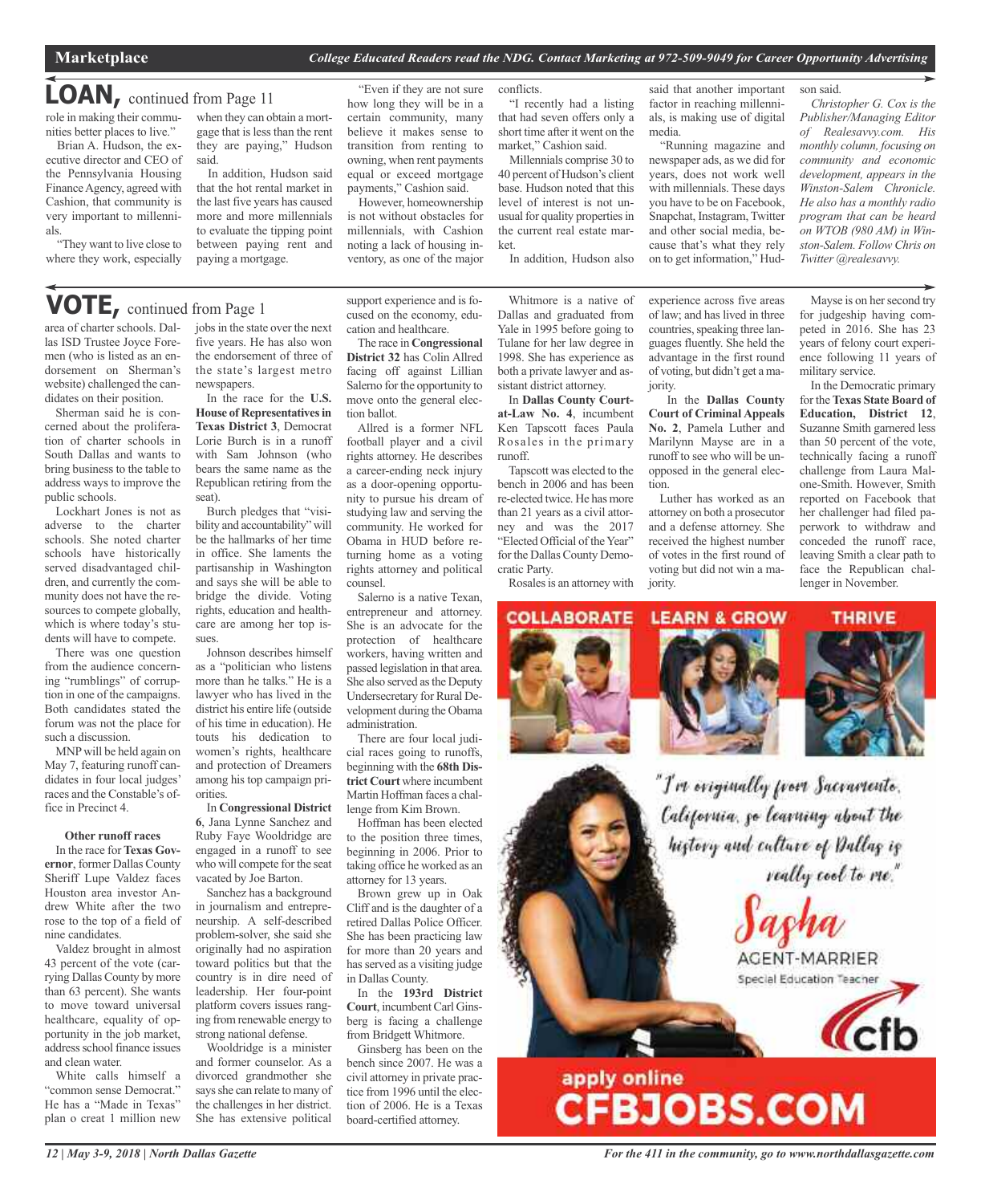# LOAN, continued from Page 11

role in making their communities better places to live."

Brian A. Hudson, the executive director and CEO of the Pennsylvania Housing Finance Agency, agreed with Cashion, that community is very important to millennials.

"They want to live close to where they work, especially when they can obtain a mortgage that is less than the rent they are paying," Hudson said.

In addition, Hudson said that the hot rental market in the last five years has caused more and more millennials to evaluate the tipping point between paying rent and paying a mortgage.

"Even if they are not sure how long they will be in a certain community, many believe it makes sense to transition from renting to owning, when rent payments equal or exceed mortgage payments," Cashion said.

However, homeownership is not without obstacles for millennials, with Cashion noting a lack of housing inventory, as one of the major conflicts.

"I recently had a listing that had seven offers only a short time after it went on the market," Cashion said.

Millennials comprise 30 to 40 percent of Hudson's client base. Hudson noted that this level of interest is not unusual for quality properties in the current real estate market.

In addition, Hudson also said that another important factor in reaching millennials, is making use of digital media.

"Running magazine and newspaper ads, as we did for years, does not work well with millennials. These days you have to be on Facebook, Snapchat, Instagram, Twitter and other social media, because that's what they rely on to get information," Hudson said.

*Christopher G. Cox is the Publisher/Managing Editor of Realesavvy.com. His monthly column, focusing on community and economic development, appears in the Winston-Salem Chronicle. He also has a monthly radio program that can be heard on WTOB (980 AM) in Winston-Salem. Follow Chris on Twitter @realesavvy.*

# VOTE, continued from Page 1

area of charter schools. Dallas ISD Trustee Joyce Foremen (who is listed as an endorsement on Sherman's website) challenged the candidates on their position.

Sherman said he is concerned about the proliferation of charter schools in South Dallas and wants to bring business to the table to address ways to improve the public schools.

Lockhart Jones is not as adverse to the charter schools. She noted charter schools have historically served disadvantaged children, and currently the community does not have the resources to compete globally, which is where today's students will have to compete.

There was one question from the audience concerning "rumblings" of corruption in one of the campaigns. Both candidates stated the forum was not the place for such a discussion.

MNP will be held again on May 7, featuring runoff candidates in four local judges' races and the Constable's office in Precinct 4.

**Other runoff races**

In the race for **Texas Governor**, former Dallas County Sheriff Lupe Valdez faces Houston area investor Andrew White after the two rose to the top of a field of nine candidates.

Valdez brought in almost 43 percent of the vote (carrying Dallas County by more than 63 percent). She wants to move toward universal healthcare, equality of opportunity in the job market, address school finance issues and clean water.

White calls himself a "common sense Democrat." He has a "Made in Texas" plan o creat 1 million new jobs in the state over the next five years. He has also won the endorsement of three of the state's largest metro newspapers.

In the race for the **U.S. House of Representatives in Texas District 3**, Democrat Lorie Burch is in a runoff with Sam Johnson (who bears the same name as the Republican retiring from the seat).

Burch pledges that "visibility and accountability" will be the hallmarks of her time in office. She laments the partisanship in Washington and says she will be able to bridge the divide. Voting rights, education and healthcare are among her top issues.

Johnson describes himself as a "politician who listens more than he talks." He is a lawyer who has lived in the district his entire life (outside of his time in education). He touts his dedication to women's rights, healthcare and protection of Dreamers among his top campaign priorities.

In **Congressional District 6**, Jana Lynne Sanchez and Ruby Faye Wooldridge are engaged in a runoff to see who will compete for the seat vacated by Joe Barton.

Sanchez has a background in journalism and entrepreneurship. A self-described problem-solver, she said she originally had no aspiration toward politics but that the country is in dire need of leadership. Her four-point platform covers issues ranging from renewable energy to strong national defense.

Wooldridge is a minister and former counselor. As a divorced grandmother she says she can relate to many of the challenges in her district. She has extensive political support experience and is focused on the economy, education and healthcare.

The race in **Congressional District 32** has Colin Allred facing off against Lillian Salerno for the opportunity to move onto the general election ballot.

Allred is a former NFL football player and a civil rights attorney. He describes a career-ending neck injury as a door-opening opportunity to pursue his dream of studying law and serving the community. He worked for Obama in HUD before returning home as a voting rights attorney and political counsel.

Salerno is a native Texan, entrepreneur and attorney. She is an advocate for the protection of healthcare workers, having written and passed legislation in that area. She also served as the Deputy Undersecretary for Rural Development during the Obama administration.

There are four local judicial races going to runoffs, beginning with the **68th District Court** where incumbent Martin Hoffman faces a challenge from Kim Brown.

Hoffman has been elected to the position three times, beginning in 2006. Prior to taking office he worked as an attorney for 13 years.

Brown grew up in Oak Cliff and is the daughter of a retired Dallas Police Officer. She has been practicing law for more than 20 years and has served as a visiting judge in Dallas County.

In the **193rd District Court**, incumbent Carl Ginsberg is facing a challenge from Bridgett Whitmore.

Ginsberg has been on the bench since 2007. He was a civil attorney in private practice from 1996 until the election of 2006. He is a Texas board-certified attorney.

Whitmore is a native of Dallas and graduated from Yale in 1995 before going to Tulane for her law degree in 1998. She has experience as both a private lawyer and assistant district attorney.

In **Dallas County Court-at-Law No. 4**, incumbent Ken Tapscott faces Paula Rosales in the primary runoff.

Tapscott was elected to the bench in 2006 and has been re-elected twice. He has more than 21 years as a civil attorney and was the 2017 "Elected Official of the Year" for the Dallas County Democratic Party.

Rosales is an attorney with experience across five areas of law; and has lived in three countries, speaking three languages fluently. She held the advantage in the first round of voting, but didn't get a majority.

In the **Dallas County Court of Criminal Appeals No. 2**, Pamela Luther and Marilynn Mayse are in a runoff to see who will be unopposed in the general election.

Luther has worked as an attorney on both a prosecutor and a defense attorney. She received the highest number of votes in the first round of voting but did not win a majority.

Mayse is on her second try for judgeship having competed in 2016. She has 23 years of felony court experience following 11 years of military service.

In the Democratic primary for the **Texas State Board of Education, District 12**, Suzanne Smith garnered less than 50 percent of the vote, technically facing a runoff challenge from Laura Malone-Smith. However, Smith reported on Facebook that her challenger had filed paperwork to withdraw and conceded the runoff race, leaving Smith a clear path to face the Republican challenger in November.

COLLABORATE LEARN & GROW THRIVE

"I'm originally from Sacramento, California, so learning about the history and culture of Dallas is really cool to me."

Sasha
AGENT-MARRIER
Special Education Teacher

cfb

apply online
CFBJOBS.COM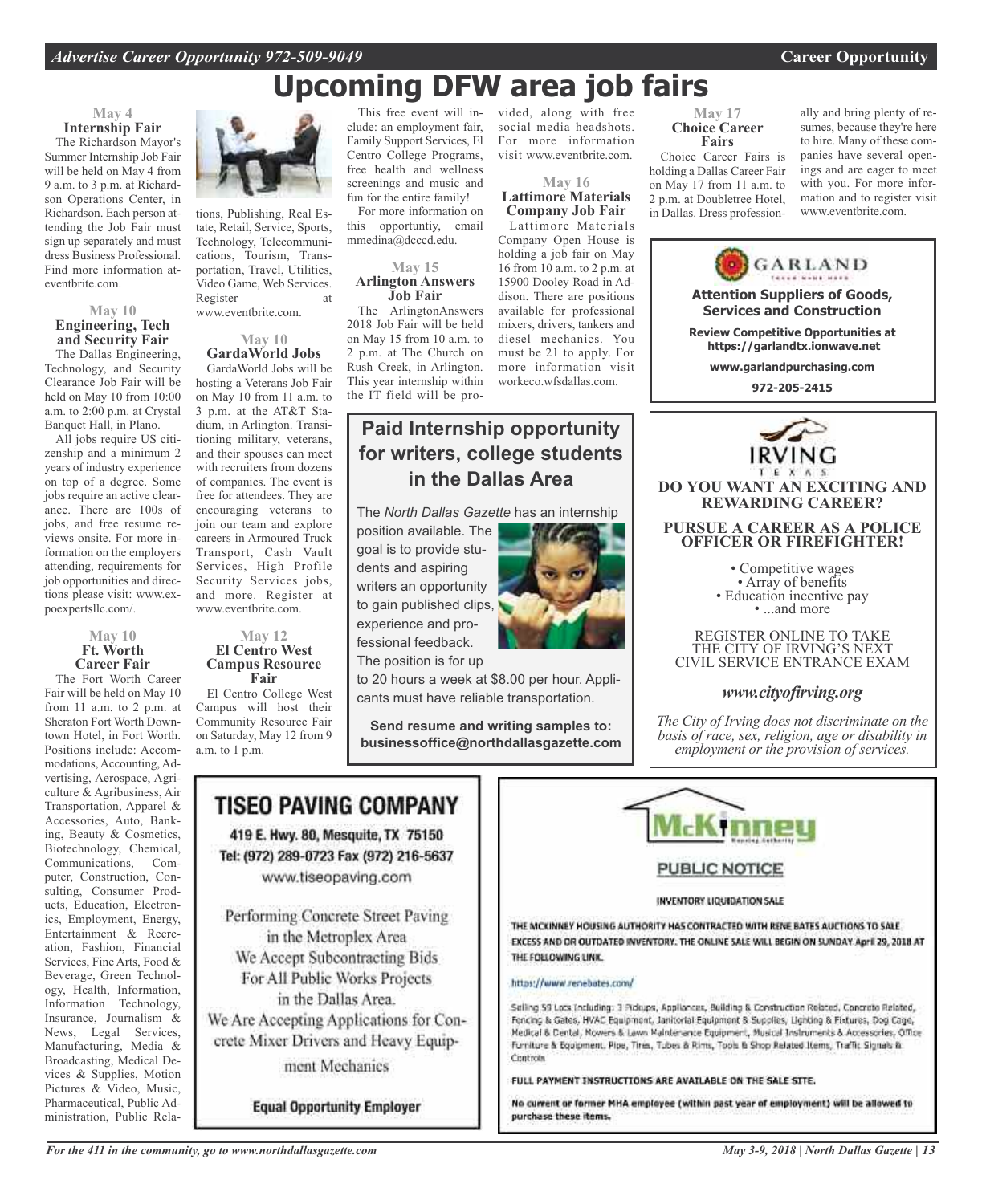# Upcoming DFW area job fairs

### May 4
### Internship Fair

The Richardson Mayor's Summer Internship Job Fair will be held on May 4 from 9 a.m. to 3 p.m. at Richardson Operations Center, in Richardson. Each person attending the Job Fair must sign up separately and must dress Business Professional. Find more information at eventbrite.com.

### May 10
### Engineering, Tech and Security Fair

The Dallas Engineering, Technology, and Security Clearance Job Fair will be held on May 10 from 10:00 a.m. to 2:00 p.m. at Crystal Banquet Hall, in Plano.

All jobs require US citizenship and a minimum 2 years of industry experience on top of a degree. Some jobs require an active clearance. There are 100s of jobs, and free resume reviews onsite. For more information on the employers attending, requirements for job opportunities and directions please visit: www.expoexpertsllc.com/.

### May 10
### Ft. Worth Career Fair

The Fort Worth Career Fair will be held on May 10 from 11 a.m. to 2 p.m. at Sheraton Fort Worth Downtown Hotel, in Fort Worth. Positions include: Accommodations, Accounting, Advertising, Aerospace, Agriculture & Agribusiness, Air Transportation, Apparel & Accessories, Auto, Banking, Beauty & Cosmetics, Biotechnology, Chemical, Communications, Computer, Construction, Consulting, Consumer Products, Education, Electronics, Employment, Energy, Entertainment & Recreation, Fashion, Financial Services, Fine Arts, Food & Beverage, Green Technology, Health, Information, Information Technology, Insurance, Journalism & News, Legal Services, Manufacturing, Media & Broadcasting, Medical Devices & Supplies, Motion Pictures & Video, Music, Pharmaceutical, Public Administration, Public Relations, Publishing, Real Estate, Retail, Service, Sports, Technology, Telecommunications, Tourism, Transportation, Travel, Utilities, Video Game, Web Services. Register at www.eventbrite.com.

### May 10
### GardaWorld Jobs

GardaWorld Jobs will be hosting a Veterans Job Fair on May 10 from 11 a.m. to 3 p.m. at the AT&T Stadium, in Arlington. Transitioning military, veterans, and their spouses can meet with recruiters from dozens of companies. The event is free for attendees. They are encouraging veterans to join our team and explore careers in Armoured Truck Transport, Cash Vault Services, High Profile Security Services jobs, and more. Register at www.eventbrite.com.

### May 12
### El Centro West Campus Resource Fair

El Centro College West Campus will host their Community Resource Fair on Saturday, May 12 from 9 a.m. to 1 p.m.

This free event will include: an employment fair, Family Support Services, El Centro College Programs, free health and wellness screenings and music and fun for the entire family!

For more information on this opportuntiy, email mmedina@dcccd.edu.

### May 15
### Arlington Answers Job Fair

The ArlingtonAnswers 2018 Job Fair will be held on May 15 from 10 a.m. to 2 p.m. at The Church on Rush Creek, in Arlington. This year internship within the IT field will be provided, along with free social media headshots. For more information visit www.eventbrite.com.

### May 16
### Lattimore Materials Company Job Fair

Lattimore Materials Company Open House is holding a job fair on May 16 from 10 a.m. to 2 p.m. at 15900 Dooley Road in Addison. There are positions available for professional mixers, drivers, tankers and diesel mechanics. You must be 21 to apply. For more information visit workeco.wfsdallas.com.

### May 17
### Choice Career Fairs

Choice Career Fairs is holding a Dallas Career Fair on May 17 from 11 a.m. to 2 p.m. at Doubletree Hotel, in Dallas. Dress professionally and bring plenty of resumes, because they're here to hire. Many of these companies have several openings and are eager to meet with you. For more information and to register visit www.eventbrite.com.

---

**GARLAND**

**Attention Suppliers of Goods, Services and Construction**

**Review Competitive Opportunities at https://garlandtx.ionwave.net**

**www.garlandpurchasing.com**

**972-205-2415**

---

## Paid Internship opportunity for writers, college students in the Dallas Area

The *North Dallas Gazette* has an internship position available. The goal is to provide students and aspiring writers an opportunity to gain published clips, experience and professional feedback. The position is for up to 20 hours a week at $8.00 per hour. Applicants must have reliable transportation.

**Send resume and writing samples to: businessoffice@northdallasgazette.com**

---

**IRVING TEXAS**

**DO YOU WANT AN EXCITING AND REWARDING CAREER?**

**PURSUE A CAREER AS A POLICE OFFICER OR FIREFIGHTER!**

- Competitive wages
- Array of benefits
- Education incentive pay
- ...and more

REGISTER ONLINE TO TAKE THE CITY OF IRVING'S NEXT CIVIL SERVICE ENTRANCE EXAM

***www.cityofirving.org***

*The City of Irving does not discriminate on the basis of race, sex, religion, age or disability in employment or the provision of services.*

---

## TISEO PAVING COMPANY

**419 E. Hwy. 80, Mesquite, TX 75150**
**Tel: (972) 289-0723 Fax (972) 216-5637**
www.tiseopaving.com

Performing Concrete Street Paving in the Metroplex Area
We Accept Subcontracting Bids For All Public Works Projects in the Dallas Area.
We Are Accepting Applications for Concrete Mixer Drivers and Heavy Equipment Mechanics

**Equal Opportunity Employer**

---

**McKinney Housing Authority**

**PUBLIC NOTICE**

INVENTORY LIQUIDATION SALE

THE MCKINNEY HOUSING AUTHORITY HAS CONTRACTED WITH RENE BATES AUCTIONS TO SALE EXCESS AND OR OUTDATED INVENTORY. THE ONLINE SALE WILL BEGIN ON SUNDAY April 29, 2018 AT THE FOLLOWING LINK.

https://www.renebates.com/

Selling 59 Lots Including: 3 Pickups, Appliances, Building & Construction Related, Concrete Related, Fencing & Gates, HVAC Equipment, Janitorial Equipment & Supplies, Lighting & Fixtures, Dog Cage, Medical & Dental, Mowers & Lawn Maintenance Equipment, Musical Instruments & Accessories, Office Furniture & Equipment, Pipe, Tires, Tubes & Rims, Tools & Shop Related Items, Traffic Signals & Controls

FULL PAYMENT INSTRUCTIONS ARE AVAILABLE ON THE SALE SITE.

No current or former MHA employee (within past year of employment) will be allowed to purchase these items.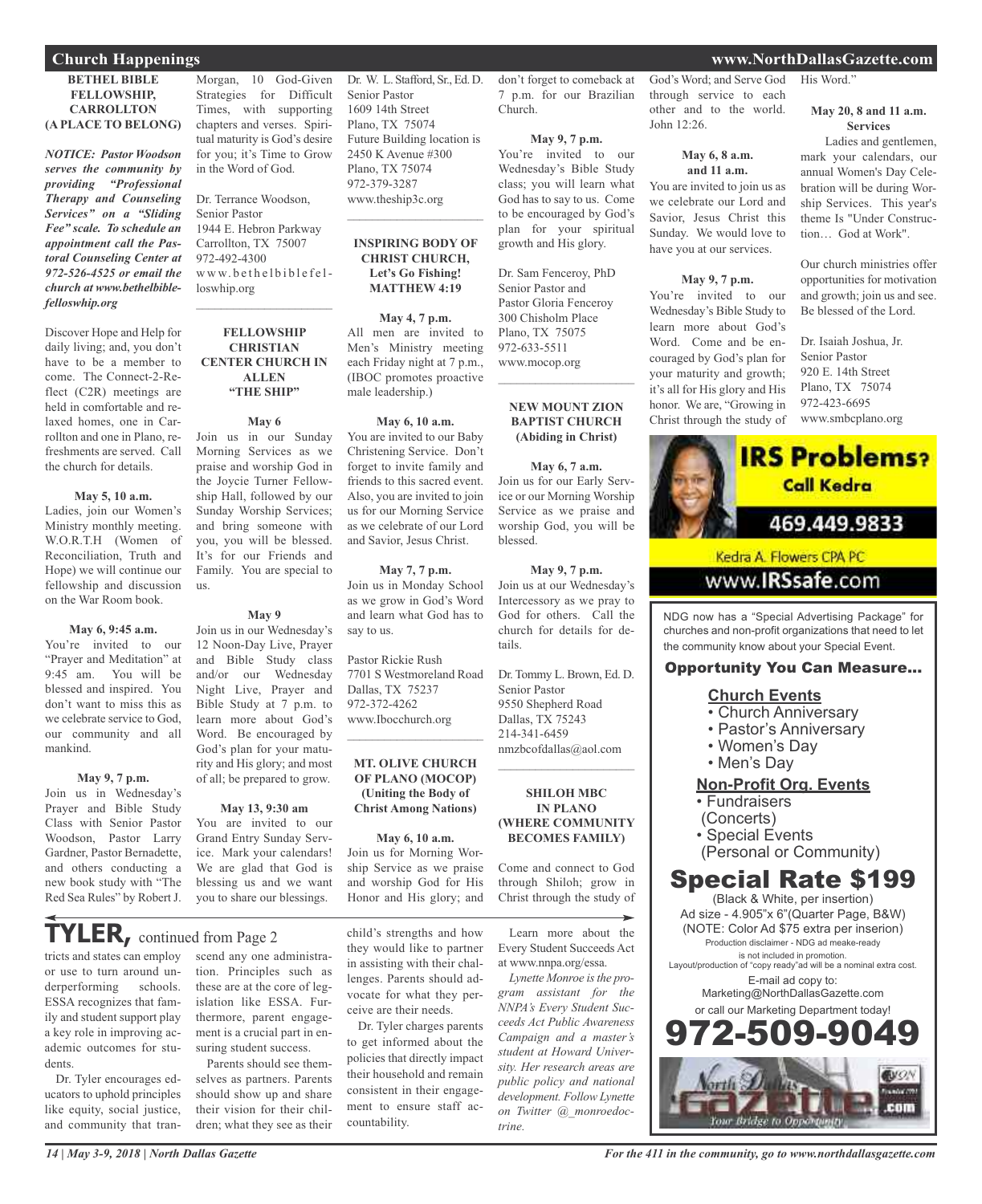## Church Happenings

### BETHEL BIBLE FELLOWSHIP, CARROLLTON (A PLACE TO BELONG)

***NOTICE: Pastor Woodson serves the community by providing "Professional Therapy and Counseling Services" on a "Sliding Fee" scale. To schedule an appointment call the Pastoral Counseling Center at 972-526-4525 or email the church at www.bethelbiblefelloswhip.org***

Discover Hope and Help for daily living; and, you don't have to be a member to come. The Connect-2-Reflect (C2R) meetings are held in comfortable and relaxed homes, one in Carrollton and one in Plano, refreshments are served. Call the church for details.

**May 5, 10 a.m.**
Ladies, join our Women's Ministry monthly meeting. W.O.R.T.H (Women of Reconciliation, Truth and Hope) we will continue our fellowship and discussion on the War Room book.

**May 6, 9:45 a.m.**
You're invited to our "Prayer and Meditation" at 9:45 am. You will be blessed and inspired. You don't want to miss this as we celebrate service to God, our community and all mankind.

**May 9, 7 p.m.**
Join us in Wednesday's Prayer and Bible Study Class with Senior Pastor Woodson, Pastor Larry Gardner, Pastor Bernadette, and others conducting a new book study with "The Red Sea Rules" by Robert J. Morgan, 10 God-Given Strategies for Difficult Times, with supporting chapters and verses. Spiritual maturity is God's desire for you; it's Time to Grow in the Word of God.

Dr. Terrance Woodson,
Senior Pastor
1944 E. Hebron Parkway
Carrollton, TX 75007
972-492-4300
www.bethelbiblefelloswhip.org

---

### FELLOWSHIP CHRISTIAN CENTER CHURCH IN ALLEN "THE SHIP"

**May 6**
Join us in our Sunday Morning Services as we praise and worship God in the Joycie Turner Fellowship Hall, followed by our Sunday Worship Services; and bring someone with you, you will be blessed. It's for our Friends and Family. You are special to us.

**May 9**
Join us in our Wednesday's 12 Noon-Day Live, Prayer and Bible Study class and/or our Wednesday Night Live, Prayer and Bible Study at 7 p.m. to learn more about God's Word. Be encouraged by God's plan for your maturity and His glory; and most of all; be prepared to grow.

**May 13, 9:30 am**
You are invited to our Grand Entry Sunday Service. Mark your calendars! We are glad that God is blessing us and we want you to share our blessings.

Dr. W. L. Stafford, Sr., Ed. D.
Senior Pastor
1609 14th Street
Plano, TX 75074
Future Building location is
2450 K Avenue #300
Plano, TX 75074
972-379-3287
www.theship3c.org

---

### INSPIRING BODY OF CHRIST CHURCH, Let's Go Fishing! MATTHEW 4:19

**May 4, 7 p.m.**
All men are invited to Men's Ministry meeting each Friday night at 7 p.m., (IBOC promotes proactive male leadership.)

**May 6, 10 a.m.**
You are invited to our Baby Christening Service. Don't forget to invite family and friends to this sacred event. Also, you are invited to join us for our Morning Service as we celebrate of our Lord and Savior, Jesus Christ.

**May 7, 7 p.m.**
Join us in Monday School as we grow in God's Word and learn what God has to say to us.

Pastor Rickie Rush
7701 S Westmoreland Road
Dallas, TX 75237
972-372-4262
www.Ibocchurch.org

---

### MT. OLIVE CHURCH OF PLANO (MOCOP) (Uniting the Body of Christ Among Nations)

**May 6, 10 a.m.**
Join us for Morning Worship Service as we praise and worship God for His Honor and His glory; and don't forget to comeback at 7 p.m. for our Brazilian Church.

**May 9, 7 p.m.**
You're invited to our Wednesday's Bible Study class; you will learn what God has to say to us. Come to be encouraged by God's plan for your spiritual growth and His glory.

Dr. Sam Fenceroy, PhD
Senior Pastor and
Pastor Gloria Fenceroy
300 Chisholm Place
Plano, TX 75075
972-633-5511
www.mocop.org

---

### NEW MOUNT ZION BAPTIST CHURCH (Abiding in Christ)

**May 6, 7 a.m.**
Join us for our Early Service or our Morning Worship Service as we praise and worship God, you will be blessed.

**May 9, 7 p.m.**
Join us at our Wednesday's Intercessory as we pray to God for others. Call the church for details for details.

Dr. Tommy L. Brown, Ed. D.
Senior Pastor
9550 Shepherd Road
Dallas, TX 75243
214-341-6459
nmzbcofdallas@aol.com

---

### SHILOH MBC IN PLANO (WHERE COMMUNITY BECOMES FAMILY)

Come and connect to God through Shiloh; grow in Christ through the study of God's Word; and Serve God through service to each other and to the world. John 12:26.

**May 6, 8 a.m. and 11 a.m.**
You are invited to join us as we celebrate our Lord and Savior, Jesus Christ this Sunday. We would love to have you at our services.

**May 9, 7 p.m.**
You're invited to our Wednesday's Bible Study to learn more about God's Word. Come and be encouraged by God's plan for your maturity and growth; it's all for His glory and His honor. We are, "Growing in Christ through the study of His Word."

**May 20, 8 and 11 a.m. Services**
Ladies and gentlemen, mark your calendars, our annual Women's Day Celebration will be during Worship Services. This year's theme Is "Under Construction… God at Work".

Our church ministries offer opportunities for motivation and growth; join us and see. Be blessed of the Lord.

Dr. Isaiah Joshua, Jr.
Senior Pastor
920 E. 14th Street
Plano, TX 75074
972-423-6695
www.smbcplano.org

---

**IRS Problems? Call Kedra**
469.449.9833
Kedra A. Flowers CPA PC
www.IRSsafe.com

---

NDG now has a "Special Advertising Package" for churches and non-profit organizations that need to let the community know about your Special Event.

**Opportunity You Can Measure...**

**Church Events**
- Church Anniversary
- Pastor's Anniversary
- Women's Day
- Men's Day

**Non-Profit Org. Events**
- Fundraisers (Concerts)
- Special Events (Personal or Community)

## Special Rate $199

(Black & White, per insertion)
Ad size - 4.905"x 6"(Quarter Page, B&W)
(NOTE: Color Ad $75 extra per inserion)
Production disclaimer - NDG ad meake-ready is not included in promotion.
Layout/production of "copy ready"ad will be a nominal extra cost.
E-mail ad copy to:
Marketing@NorthDallasGazette.com
or call our Marketing Department today!

**972-509-9049**

---

## TYLER, continued from Page 2

tricts and states can employ or use to turn around underperforming schools. ESSA recognizes that family and student support play a key role in improving academic outcomes for students.

Dr. Tyler encourages educators to uphold principles like equity, social justice, and community that transcend any one administration. Principles such as these are at the core of legislation like ESSA. Furthermore, parent engagement is a crucial part in ensuring student success.

Parents should see themselves as partners. Parents should show up and share their vision for their children; what they see as their child's strengths and how they would like to partner in assisting with their challenges. Parents should advocate for what they perceive are their needs.

Dr. Tyler charges parents to get informed about the policies that directly impact their household and remain consistent in their engagement to ensure staff accountability.

Learn more about the Every Student Succeeds Act at www.nnpa.org/essa.

*Lynette Monroe is the program assistant for the NNPA's Every Student Succeeds Act Public Awareness Campaign and a master's student at Howard University. Her research areas are public policy and national development. Follow Lynette on Twitter @_monroedoctrine.*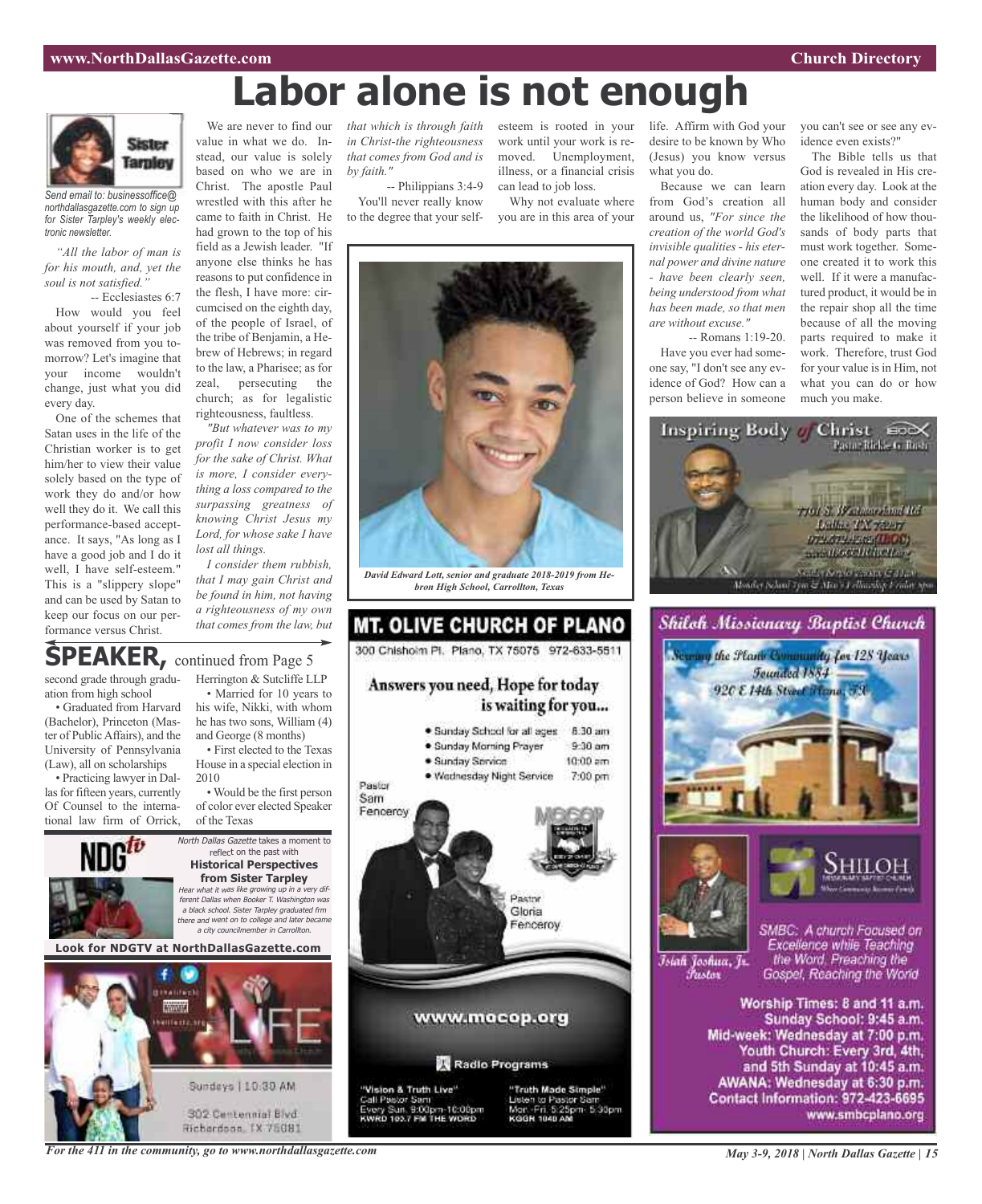# Labor alone is not enough

Sister Tarpley

*Send email to: businessoffice@northdallasgazette.com to sign up for Sister Tarpley's weekly electronic newsletter.*

*"All the labor of man is for his mouth, and, yet the soul is not satisfied."*

-- Ecclesiastes 6:7

How would you feel about yourself if your job was removed from you tomorrow? Let's imagine that your income wouldn't change, just what you did every day.

One of the schemes that Satan uses in the life of the Christian worker is to get him/her to view their value solely based on the type of work they do and/or how well they do it. We call this performance-based acceptance. It says, "As long as I have a good job and I do it well, I have self-esteem." This is a "slippery slope" and can be used by Satan to keep our focus on our performance versus Christ.

We are never to find our value in what we do. Instead, our value is solely based on who we are in Christ. The apostle Paul wrestled with this after he came to faith in Christ. He had grown to the top of his field as a Jewish leader. "If anyone else thinks he has reasons to put confidence in the flesh, I have more: circumcised on the eighth day, of the people of Israel, of the tribe of Benjamin, a Hebrew of Hebrews; in regard to the law, a Pharisee; as for zeal, persecuting the church; as for legalistic righteousness, faultless.

*"But whatever was to my profit I now consider loss for the sake of Christ. What is more, I consider everything a loss compared to the surpassing greatness of knowing Christ Jesus my Lord, for whose sake I have lost all things.*

*I consider them rubbish, that I may gain Christ and be found in him, not having a righteousness of my own that comes from the law, but that which is through faith in Christ-the righteousness that comes from God and is by faith."*

-- Philippians 3:4-9

You'll never really know to the degree that your self-esteem is rooted in your work until your work is removed. Unemployment, illness, or a financial crisis can lead to job loss.

Why not evaluate where you are in this area of your life. Affirm with God your desire to be known by Who (Jesus) you know versus what you do.

Because we can learn from God's creation all around us, *"For since the creation of the world God's invisible qualities - his eternal power and divine nature - have been clearly seen, being understood from what has been made, so that men are without excuse."*

-- Romans 1:19-20.

Have you ever had someone say, "I don't see any evidence of God? How can a person believe in someone you can't see or see any evidence even exists?"

The Bible tells us that God is revealed in His creation every day. Look at the human body and consider the likelihood of how thousands of body parts that must work together. Someone created it to work this well. If it were a manufactured product, it would be in the repair shop all the time because of all the moving parts required to make it work. Therefore, trust God for your value is in Him, not what you can do or how much you make.

*David Edward Lott, senior and graduate 2018-2019 from Hebron High School, Carrollton, Texas*

## SPEAKER, continued from Page 5

second grade through graduation from high school

• Graduated from Harvard (Bachelor), Princeton (Master of Public Affairs), and the University of Pennsylvania (Law), all on scholarships

• Practicing lawyer in Dallas for fifteen years, currently Of Counsel to the international law firm of Orrick, Herrington & Sutcliffe LLP

• Married for 10 years to his wife, Nikki, with whom he has two sons, William (4) and George (8 months)

• First elected to the Texas House in a special election in 2010

• Would be the first person of color ever elected Speaker of the Texas

NDGtv

*North Dallas Gazette* takes a moment to reflect on the past with

**Historical Perspectives from Sister Tarpley**

*Hear what it was like growing up in a very different Dallas when Booker T. Washington was a black school. Sister Tarpley graduated frm there and went on to college and later became a city councilmember in Carrollton.*

**Look for NDGTV at NorthDallasGazette.com**

LIFE

Sundays | 10:30 AM

302 Centennial Blvd
Richardson, TX 75081

## MT. OLIVE CHURCH OF PLANO

300 Chisholm Pl. Plano, TX 75075 972-633-5511

**Answers you need, Hope for today is waiting for you...**

- Sunday School for all ages 8:30 am
- Sunday Morning Prayer 9:30 am
- Sunday Service 10:00 am
- Wednesday Night Service 7:00 pm

Pastor Sam Fenceroy

Pastor Gloria Fenceroy

www.mocop.org

Radio Programs

"Vision & Truth Live"
Call Pastor Sam
Every Sun. 9:00pm-10:00pm
KWRD 100.7 FM THE WORD

"Truth Made Simple"
Listen to Pastor Sam
Mon.-Fri. 5:25pm- 5:30pm
KGGR 1040 AM

## Inspiring Body of Christ

Pastor Rickie G. Rush

7701 S. Westmoreland Rd
Dallas, TX 75237
972.372.4262 (IBOC)
www.IBOCCHURCH.org

## Shiloh Missionary Baptist Church

Serving the Plano Community for 128 Years
Founded 1884
920 E 14th Street Plano, TX

SHILOH

Isiah Joshua, Jr.
Pastor

SMBC: A church Focused on Excellence while Teaching the Word. Preaching the Gospel, Reaching the World

Worship Times: 8 and 11 a.m.
Sunday School: 9:45 a.m.
Mid-week: Wednesday at 7:00 p.m.
Youth Church: Every 3rd, 4th, and 5th Sunday at 10:45 a.m.
AWANA: Wednesday at 6:30 p.m.
Contact Information: 972-423-6695
www.smbcplano.org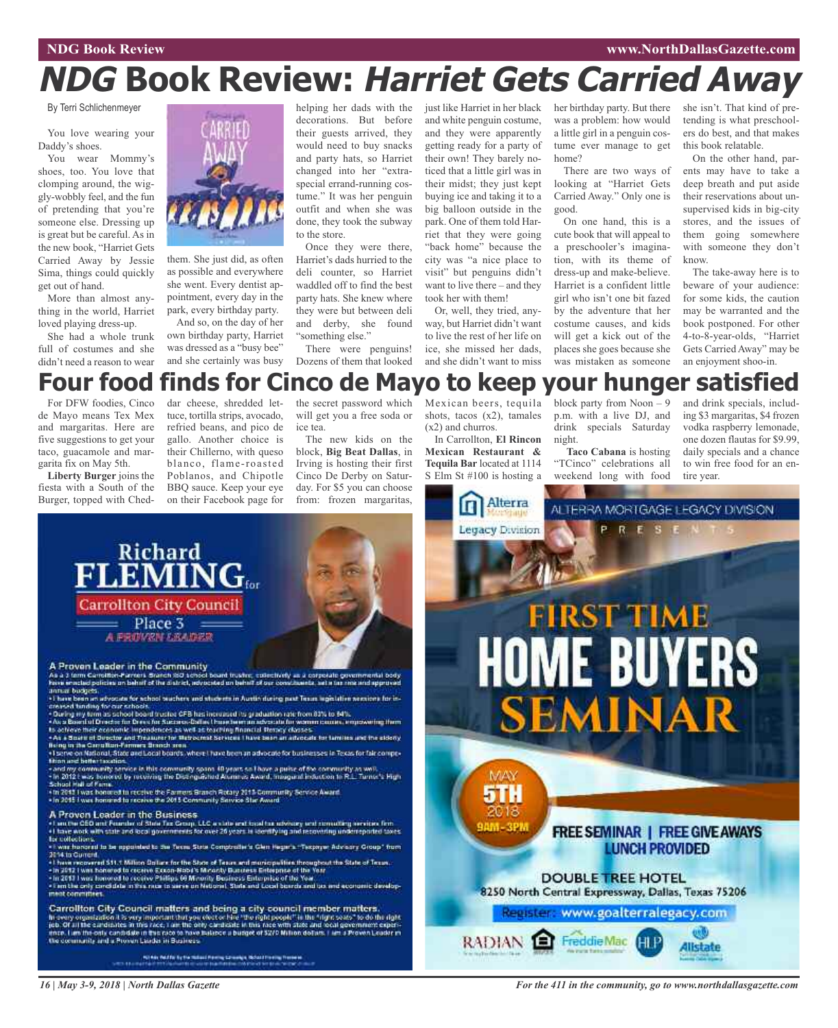# *NDG* Book Review: *Harriet Gets Carried Away*

By Terri Schlichenmeyer

You love wearing your Daddy's shoes.

You wear Mommy's shoes, too. You love that clomping around, the wiggly-wobbly feel, and the fun of pretending that you're someone else. Dressing up is great but be careful. As in the new book, "Harriet Gets Carried Away by Jessie Sima, things could quickly get out of hand.

More than almost anything in the world, Harriet loved playing dress-up.

She had a whole trunk full of costumes and she didn't need a reason to wear them. She just did, as often as possible and everywhere she went. Every dentist appointment, every day in the park, every birthday party.

And so, on the day of her own birthday party, Harriet was dressed as a "busy bee" and she certainly was busy helping her dads with the decorations. But before their guests arrived, they would need to buy snacks and party hats, so Harriet changed into her "extra-special errand-running costume." It was her penguin outfit and when she was done, they took the subway to the store.

Once they were there, Harriet's dads hurried to the deli counter, so Harriet waddled off to find the best party hats. She knew where they were but between deli and derby, she found "something else."

There were penguins! Dozens of them that looked just like Harriet in her black and white penguin costume, and they were apparently getting ready for a party of their own! They barely noticed that a little girl was in their midst; they just kept buying ice and taking it to a big balloon outside in the park. One of them told Harriet that they were going "back home" because the city was "a nice place to visit" but penguins didn't want to live there – and they took her with them!

Or, well, they tried, anyway, but Harriet didn't want to live the rest of her life on ice, she missed her dads, and she didn't want to miss her birthday party. But there was a problem: how would a little girl in a penguin costume ever manage to get home?

There are two ways of looking at "Harriet Gets Carried Away." Only one is good.

On one hand, this is a cute book that will appeal to a preschooler's imagination, with its theme of dress-up and make-believe. Harriet is a confident little girl who isn't one bit fazed by the adventure that her costume causes, and kids will get a kick out of the places she goes because she was mistaken as someone she isn't. That kind of pretending is what preschoolers do best, and that makes this book relatable.

On the other hand, parents may have to take a deep breath and put aside their reservations about unsupervised kids in big-city stores, and the issues of them going somewhere with someone they don't know.

The take-away here is to beware of your audience: for some kids, the caution may be warranted and the book postponed. For other 4-to-8-year-olds, "Harriet Gets Carried Away" may be an enjoyment shoo-in.

# Four food finds for Cinco de Mayo to keep your hunger satisfied

For DFW foodies, Cinco de Mayo means Tex Mex and margaritas. Here are five suggestions to get your taco, guacamole and margarita fix on May 5th.

**Liberty Burger** joins the fiesta with a South of the Burger, topped with Cheddar cheese, shredded lettuce, tortilla strips, avocado, refried beans, and pico de gallo. Another choice is their Chillerno, with queso blanco, flame-roasted Poblanos, and Chipotle BBQ sauce. Keep your eye on their Facebook page for the secret password which will get you a free soda or ice tea.

The new kids on the block, **Big Beat Dallas**, in Irving is hosting their first Cinco De Derby on Saturday. For $5 you can choose from: frozen margaritas, Mexican beers, tequila shots, tacos (x2), tamales (x2) and churros.

In Carrollton, **El Rincon Mexican Restaurant & Tequila Bar** located at 1114 S Elm St #100 is hosting a block party from Noon – 9 p.m. with a live DJ, and drink specials Saturday night.

**Taco Cabana** is hosting "TCinco" celebrations all weekend long with food and drink specials, including $3 margaritas, $4 frozen vodka raspberry lemonade, one dozen flautas for $9.99, daily specials and a chance to win free food for an entire year.

Richard FLEMING for Carrollton City Council Place 3 — A PROVEN LEADER

ALTERRA MORTGAGE LEGACY DIVISION PRESENTS FIRST TIME HOME BUYERS SEMINAR — MAY 5TH 2018, 9AM-3PM — FREE SEMINAR | FREE GIVE AWAYS | LUNCH PROVIDED — DOUBLE TREE HOTEL, 8250 North Central Expressway, Dallas, Texas 75206 — Register: www.goalterralegacy.com